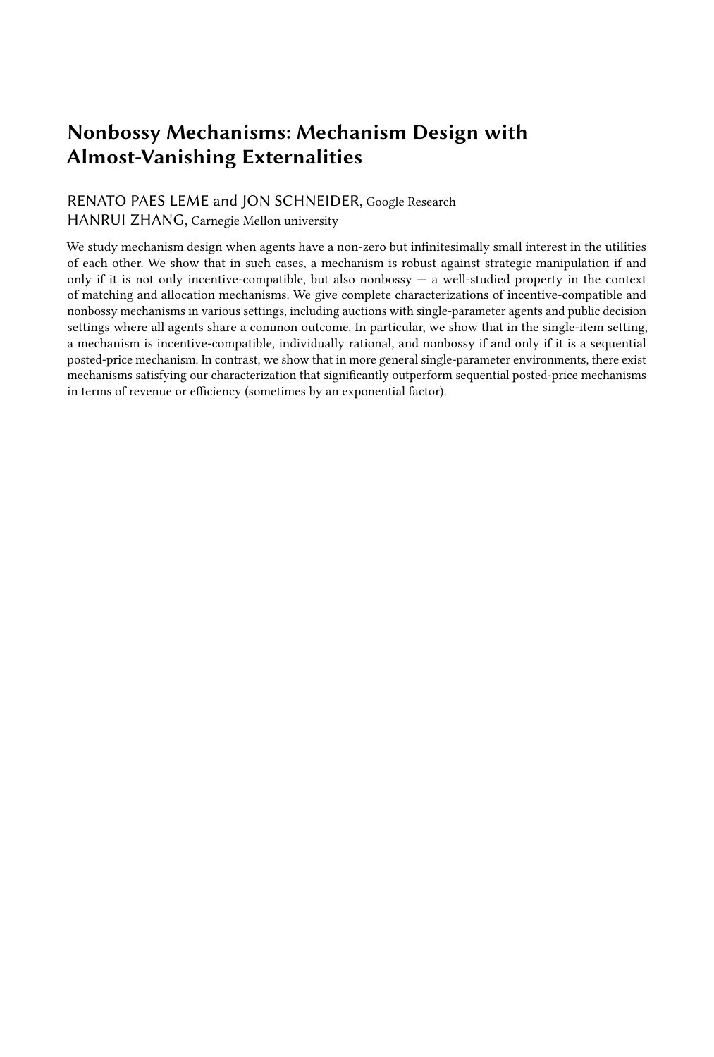# Nonbossy Mechanisms: Mechanism Design with Almost-Vanishing Externalities

RENATO PAES LEME and JON SCHNEIDER, Google Research
HANRUI ZHANG, Carnegie Mellon university

We study mechanism design when agents have a non-zero but infinitesimally small interest in the utilities of each other. We show that in such cases, a mechanism is robust against strategic manipulation if and only if it is not only incentive-compatible, but also nonbossy — a well-studied property in the context of matching and allocation mechanisms. We give complete characterizations of incentive-compatible and nonbossy mechanisms in various settings, including auctions with single-parameter agents and public decision settings where all agents share a common outcome. In particular, we show that in the single-item setting, a mechanism is incentive-compatible, individually rational, and nonbossy if and only if it is a sequential posted-price mechanism. In contrast, we show that in more general single-parameter environments, there exist mechanisms satisfying our characterization that significantly outperform sequential posted-price mechanisms in terms of revenue or efficiency (sometimes by an exponential factor).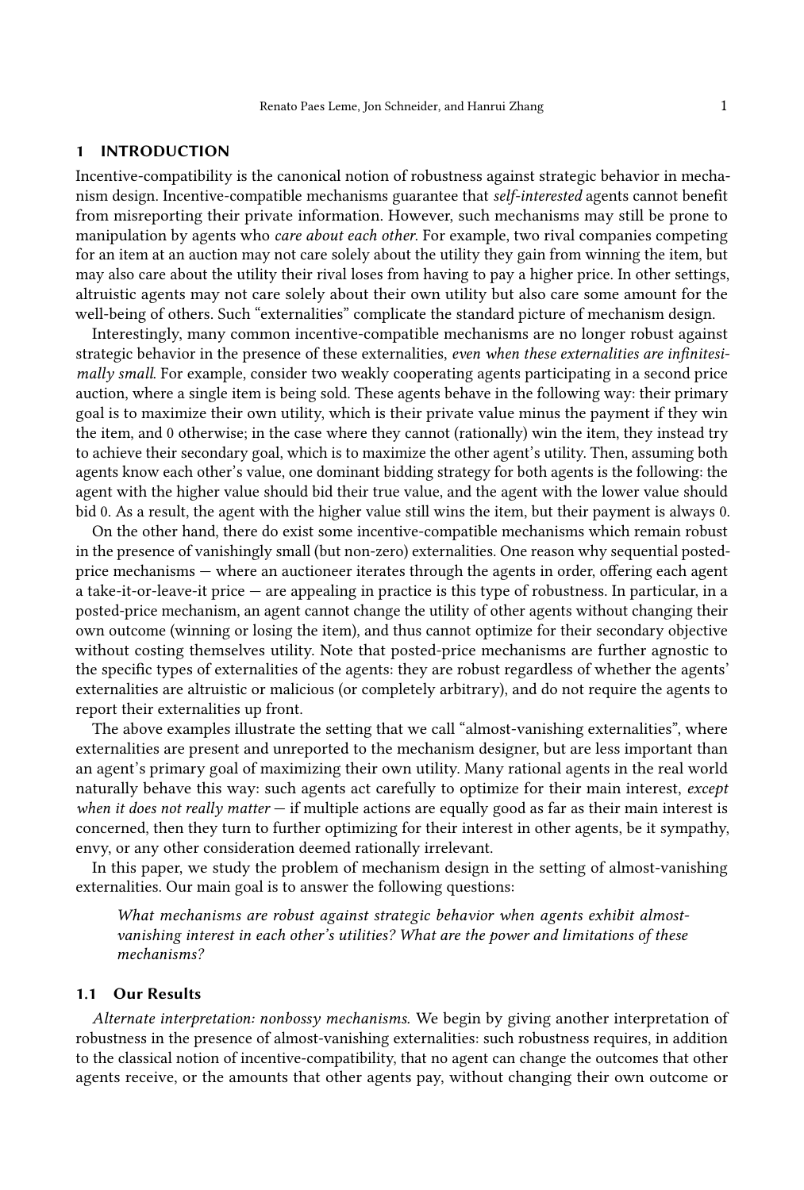## 1 INTRODUCTION

Incentive-compatibility is the canonical notion of robustness against strategic behavior in mechanism design. Incentive-compatible mechanisms guarantee that *self-interested* agents cannot benefit from misreporting their private information. However, such mechanisms may still be prone to manipulation by agents who *care about each other*. For example, two rival companies competing for an item at an auction may not care solely about the utility they gain from winning the item, but may also care about the utility their rival loses from having to pay a higher price. In other settings, altruistic agents may not care solely about their own utility but also care some amount for the well-being of others. Such "externalities" complicate the standard picture of mechanism design.

Interestingly, many common incentive-compatible mechanisms are no longer robust against strategic behavior in the presence of these externalities, *even when these externalities are infinitesimally small*. For example, consider two weakly cooperating agents participating in a second price auction, where a single item is being sold. These agents behave in the following way: their primary goal is to maximize their own utility, which is their private value minus the payment if they win the item, and 0 otherwise; in the case where they cannot (rationally) win the item, they instead try to achieve their secondary goal, which is to maximize the other agent's utility. Then, assuming both agents know each other's value, one dominant bidding strategy for both agents is the following: the agent with the higher value should bid their true value, and the agent with the lower value should bid 0. As a result, the agent with the higher value still wins the item, but their payment is always 0.

On the other hand, there do exist some incentive-compatible mechanisms which remain robust in the presence of vanishingly small (but non-zero) externalities. One reason why sequential posted-price mechanisms — where an auctioneer iterates through the agents in order, offering each agent a take-it-or-leave-it price — are appealing in practice is this type of robustness. In particular, in a posted-price mechanism, an agent cannot change the utility of other agents without changing their own outcome (winning or losing the item), and thus cannot optimize for their secondary objective without costing themselves utility. Note that posted-price mechanisms are further agnostic to the specific types of externalities of the agents: they are robust regardless of whether the agents' externalities are altruistic or malicious (or completely arbitrary), and do not require the agents to report their externalities up front.

The above examples illustrate the setting that we call "almost-vanishing externalities", where externalities are present and unreported to the mechanism designer, but are less important than an agent's primary goal of maximizing their own utility. Many rational agents in the real world naturally behave this way: such agents act carefully to optimize for their main interest, *except when it does not really matter* — if multiple actions are equally good as far as their main interest is concerned, then they turn to further optimizing for their interest in other agents, be it sympathy, envy, or any other consideration deemed rationally irrelevant.

In this paper, we study the problem of mechanism design in the setting of almost-vanishing externalities. Our main goal is to answer the following questions:

> *What mechanisms are robust against strategic behavior when agents exhibit almost-vanishing interest in each other's utilities? What are the power and limitations of these mechanisms?*

### 1.1 Our Results

*Alternate interpretation: nonbossy mechanisms.* We begin by giving another interpretation of robustness in the presence of almost-vanishing externalities: such robustness requires, in addition to the classical notion of incentive-compatibility, that no agent can change the outcomes that other agents receive, or the amounts that other agents pay, without changing their own outcome or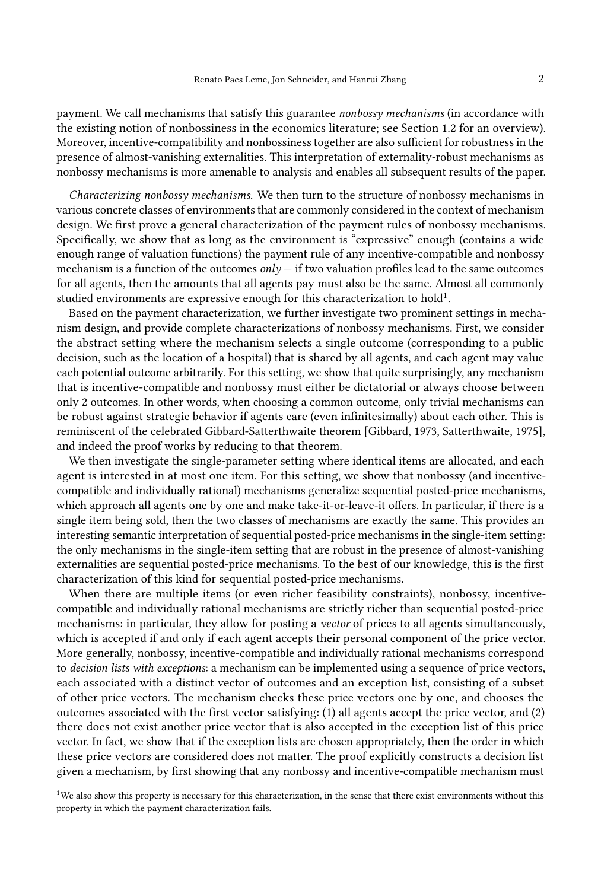payment. We call mechanisms that satisfy this guarantee *nonbossy mechanisms* (in accordance with the existing notion of nonbossiness in the economics literature; see Section 1.2 for an overview). Moreover, incentive-compatibility and nonbossiness together are also sufficient for robustness in the presence of almost-vanishing externalities. This interpretation of externality-robust mechanisms as nonbossy mechanisms is more amenable to analysis and enables all subsequent results of the paper.

*Characterizing nonbossy mechanisms.* We then turn to the structure of nonbossy mechanisms in various concrete classes of environments that are commonly considered in the context of mechanism design. We first prove a general characterization of the payment rules of nonbossy mechanisms. Specifically, we show that as long as the environment is "expressive" enough (contains a wide enough range of valuation functions) the payment rule of any incentive-compatible and nonbossy mechanism is a function of the outcomes *only* — if two valuation profiles lead to the same outcomes for all agents, then the amounts that all agents pay must also be the same. Almost all commonly studied environments are expressive enough for this characterization to hold[1].

Based on the payment characterization, we further investigate two prominent settings in mechanism design, and provide complete characterizations of nonbossy mechanisms. First, we consider the abstract setting where the mechanism selects a single outcome (corresponding to a public decision, such as the location of a hospital) that is shared by all agents, and each agent may value each potential outcome arbitrarily. For this setting, we show that quite surprisingly, any mechanism that is incentive-compatible and nonbossy must either be dictatorial or always choose between only 2 outcomes. In other words, when choosing a common outcome, only trivial mechanisms can be robust against strategic behavior if agents care (even infinitesimally) about each other. This is reminiscent of the celebrated Gibbard-Satterthwaite theorem [Gibbard, 1973, Satterthwaite, 1975], and indeed the proof works by reducing to that theorem.

We then investigate the single-parameter setting where identical items are allocated, and each agent is interested in at most one item. For this setting, we show that nonbossy (and incentive-compatible and individually rational) mechanisms generalize sequential posted-price mechanisms, which approach all agents one by one and make take-it-or-leave-it offers. In particular, if there is a single item being sold, then the two classes of mechanisms are exactly the same. This provides an interesting semantic interpretation of sequential posted-price mechanisms in the single-item setting: the only mechanisms in the single-item setting that are robust in the presence of almost-vanishing externalities are sequential posted-price mechanisms. To the best of our knowledge, this is the first characterization of this kind for sequential posted-price mechanisms.

When there are multiple items (or even richer feasibility constraints), nonbossy, incentive-compatible and individually rational mechanisms are strictly richer than sequential posted-price mechanisms: in particular, they allow for posting a *vector* of prices to all agents simultaneously, which is accepted if and only if each agent accepts their personal component of the price vector. More generally, nonbossy, incentive-compatible and individually rational mechanisms correspond to *decision lists with exceptions*: a mechanism can be implemented using a sequence of price vectors, each associated with a distinct vector of outcomes and an exception list, consisting of a subset of other price vectors. The mechanism checks these price vectors one by one, and chooses the outcomes associated with the first vector satisfying: (1) all agents accept the price vector, and (2) there does not exist another price vector that is also accepted in the exception list of this price vector. In fact, we show that if the exception lists are chosen appropriately, then the order in which these price vectors are considered does not matter. The proof explicitly constructs a decision list given a mechanism, by first showing that any nonbossy and incentive-compatible mechanism must

[1] We also show this property is necessary for this characterization, in the sense that there exist environments without this property in which the payment characterization fails.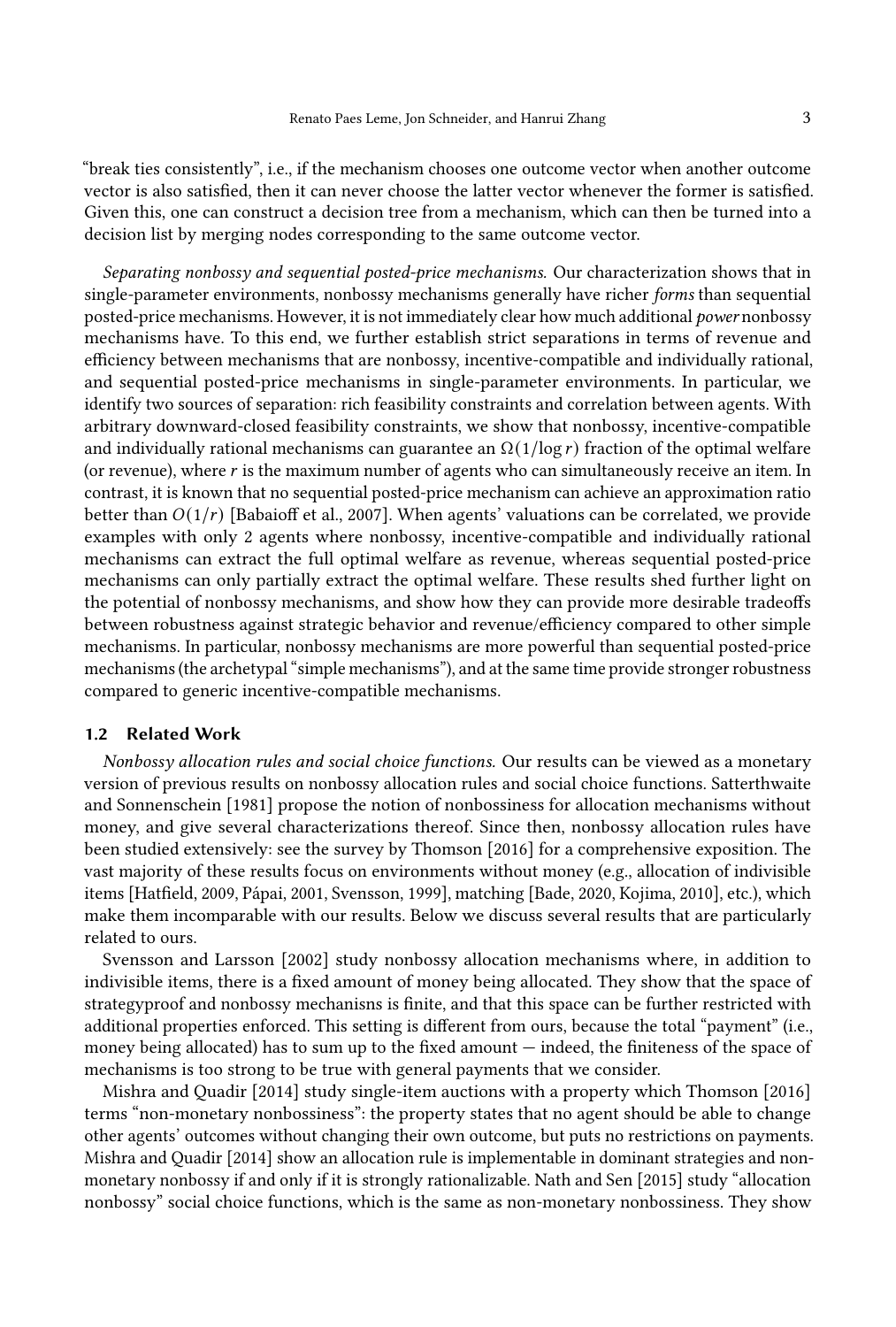"break ties consistently", i.e., if the mechanism chooses one outcome vector when another outcome vector is also satisfied, then it can never choose the latter vector whenever the former is satisfied. Given this, one can construct a decision tree from a mechanism, which can then be turned into a decision list by merging nodes corresponding to the same outcome vector.

*Separating nonbossy and sequential posted-price mechanisms.* Our characterization shows that in single-parameter environments, nonbossy mechanisms generally have richer *forms* than sequential posted-price mechanisms. However, it is not immediately clear how much additional *power* nonbossy mechanisms have. To this end, we further establish strict separations in terms of revenue and efficiency between mechanisms that are nonbossy, incentive-compatible and individually rational, and sequential posted-price mechanisms in single-parameter environments. In particular, we identify two sources of separation: rich feasibility constraints and correlation between agents. With arbitrary downward-closed feasibility constraints, we show that nonbossy, incentive-compatible and individually rational mechanisms can guarantee an $\Omega(1/\log r)$ fraction of the optimal welfare (or revenue), where $r$ is the maximum number of agents who can simultaneously receive an item. In contrast, it is known that no sequential posted-price mechanism can achieve an approximation ratio better than $O(1/r)$ [Babaioff et al., 2007]. When agents' valuations can be correlated, we provide examples with only 2 agents where nonbossy, incentive-compatible and individually rational mechanisms can extract the full optimal welfare as revenue, whereas sequential posted-price mechanisms can only partially extract the optimal welfare. These results shed further light on the potential of nonbossy mechanisms, and show how they can provide more desirable tradeoffs between robustness against strategic behavior and revenue/efficiency compared to other simple mechanisms. In particular, nonbossy mechanisms are more powerful than sequential posted-price mechanisms (the archetypal "simple mechanisms"), and at the same time provide stronger robustness compared to generic incentive-compatible mechanisms.

### 1.2 Related Work

*Nonbossy allocation rules and social choice functions.* Our results can be viewed as a monetary version of previous results on nonbossy allocation rules and social choice functions. Satterthwaite and Sonnenschein [1981] propose the notion of nonbossiness for allocation mechanisms without money, and give several characterizations thereof. Since then, nonbossy allocation rules have been studied extensively: see the survey by Thomson [2016] for a comprehensive exposition. The vast majority of these results focus on environments without money (e.g., allocation of indivisible items [Hatfield, 2009, Pápai, 2001, Svensson, 1999], matching [Bade, 2020, Kojima, 2010], etc.), which make them incomparable with our results. Below we discuss several results that are particularly related to ours.

Svensson and Larsson [2002] study nonbossy allocation mechanisms where, in addition to indivisible items, there is a fixed amount of money being allocated. They show that the space of strategyproof and nonbossy mechanisns is finite, and that this space can be further restricted with additional properties enforced. This setting is different from ours, because the total "payment" (i.e., money being allocated) has to sum up to the fixed amount — indeed, the finiteness of the space of mechanisms is too strong to be true with general payments that we consider.

Mishra and Quadir [2014] study single-item auctions with a property which Thomson [2016] terms "non-monetary nonbossiness": the property states that no agent should be able to change other agents' outcomes without changing their own outcome, but puts no restrictions on payments. Mishra and Quadir [2014] show an allocation rule is implementable in dominant strategies and non-monetary nonbossy if and only if it is strongly rationalizable. Nath and Sen [2015] study "allocation nonbossy" social choice functions, which is the same as non-monetary nonbossiness. They show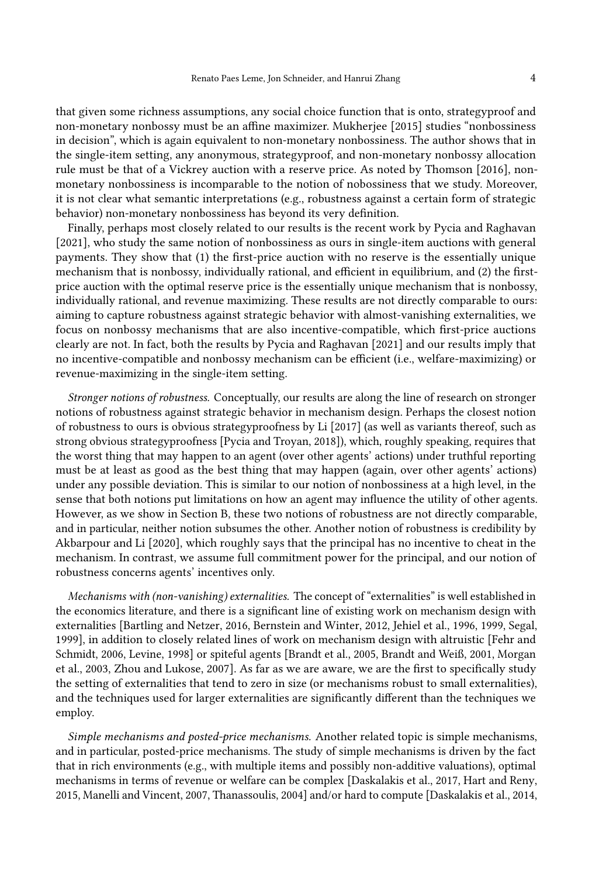that given some richness assumptions, any social choice function that is onto, strategyproof and non-monetary nonbossy must be an affine maximizer. Mukherjee [2015] studies “nonbossiness in decision”, which is again equivalent to non-monetary nonbossiness. The author shows that in the single-item setting, any anonymous, strategyproof, and non-monetary nonbossy allocation rule must be that of a Vickrey auction with a reserve price. As noted by Thomson [2016], non-monetary nonbossiness is incomparable to the notion of nobossiness that we study. Moreover, it is not clear what semantic interpretations (e.g., robustness against a certain form of strategic behavior) non-monetary nonbossiness has beyond its very definition.

Finally, perhaps most closely related to our results is the recent work by Pycia and Raghavan [2021], who study the same notion of nonbossiness as ours in single-item auctions with general payments. They show that (1) the first-price auction with no reserve is the essentially unique mechanism that is nonbossy, individually rational, and efficient in equilibrium, and (2) the first-price auction with the optimal reserve price is the essentially unique mechanism that is nonbossy, individually rational, and revenue maximizing. These results are not directly comparable to ours: aiming to capture robustness against strategic behavior with almost-vanishing externalities, we focus on nonbossy mechanisms that are also incentive-compatible, which first-price auctions clearly are not. In fact, both the results by Pycia and Raghavan [2021] and our results imply that no incentive-compatible and nonbossy mechanism can be efficient (i.e., welfare-maximizing) or revenue-maximizing in the single-item setting.

*Stronger notions of robustness.* Conceptually, our results are along the line of research on stronger notions of robustness against strategic behavior in mechanism design. Perhaps the closest notion of robustness to ours is obvious strategyproofness by Li [2017] (as well as variants thereof, such as strong obvious strategyproofness [Pycia and Troyan, 2018]), which, roughly speaking, requires that the worst thing that may happen to an agent (over other agents’ actions) under truthful reporting must be at least as good as the best thing that may happen (again, over other agents’ actions) under any possible deviation. This is similar to our notion of nonbossiness at a high level, in the sense that both notions put limitations on how an agent may influence the utility of other agents. However, as we show in Section B, these two notions of robustness are not directly comparable, and in particular, neither notion subsumes the other. Another notion of robustness is credibility by Akbarpour and Li [2020], which roughly says that the principal has no incentive to cheat in the mechanism. In contrast, we assume full commitment power for the principal, and our notion of robustness concerns agents’ incentives only.

*Mechanisms with (non-vanishing) externalities.* The concept of “externalities” is well established in the economics literature, and there is a significant line of existing work on mechanism design with externalities [Bartling and Netzer, 2016, Bernstein and Winter, 2012, Jehiel et al., 1996, 1999, Segal, 1999], in addition to closely related lines of work on mechanism design with altruistic [Fehr and Schmidt, 2006, Levine, 1998] or spiteful agents [Brandt et al., 2005, Brandt and Weiß, 2001, Morgan et al., 2003, Zhou and Lukose, 2007]. As far as we are aware, we are the first to specifically study the setting of externalities that tend to zero in size (or mechanisms robust to small externalities), and the techniques used for larger externalities are significantly different than the techniques we employ.

*Simple mechanisms and posted-price mechanisms.* Another related topic is simple mechanisms, and in particular, posted-price mechanisms. The study of simple mechanisms is driven by the fact that in rich environments (e.g., with multiple items and possibly non-additive valuations), optimal mechanisms in terms of revenue or welfare can be complex [Daskalakis et al., 2017, Hart and Reny, 2015, Manelli and Vincent, 2007, Thanassoulis, 2004] and/or hard to compute [Daskalakis et al., 2014,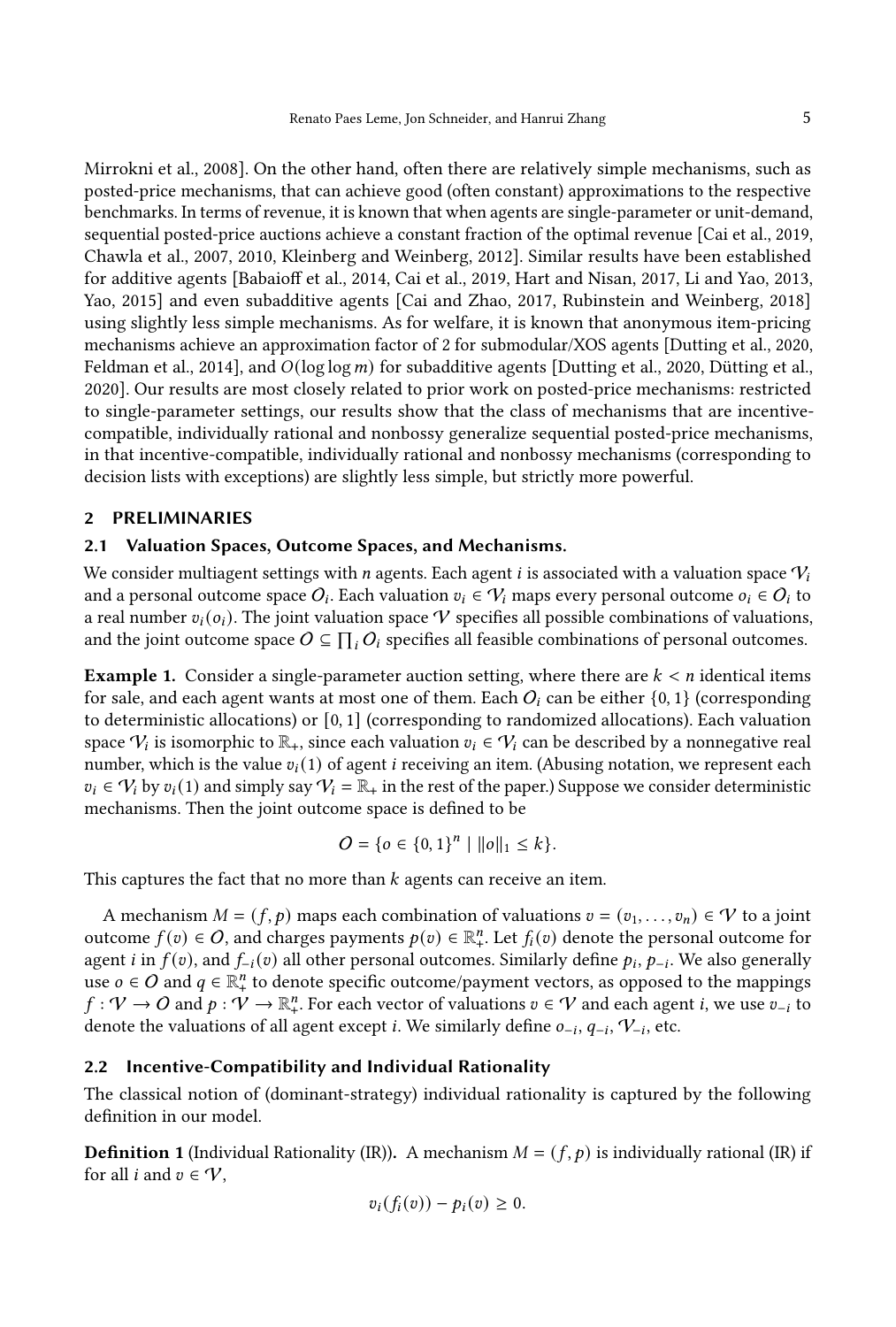Mirrokni et al., 2008]. On the other hand, often there are relatively simple mechanisms, such as posted-price mechanisms, that can achieve good (often constant) approximations to the respective benchmarks. In terms of revenue, it is known that when agents are single-parameter or unit-demand, sequential posted-price auctions achieve a constant fraction of the optimal revenue [Cai et al., 2019, Chawla et al., 2007, 2010, Kleinberg and Weinberg, 2012]. Similar results have been established for additive agents [Babaioff et al., 2014, Cai et al., 2019, Hart and Nisan, 2017, Li and Yao, 2013, Yao, 2015] and even subadditive agents [Cai and Zhao, 2017, Rubinstein and Weinberg, 2018] using slightly less simple mechanisms. As for welfare, it is known that anonymous item-pricing mechanisms achieve an approximation factor of 2 for submodular/XOS agents [Dutting et al., 2020, Feldman et al., 2014], and $O(\log \log m)$ for subadditive agents [Dutting et al., 2020, Dütting et al., 2020]. Our results are most closely related to prior work on posted-price mechanisms: restricted to single-parameter settings, our results show that the class of mechanisms that are incentive-compatible, individually rational and nonbossy generalize sequential posted-price mechanisms, in that incentive-compatible, individually rational and nonbossy mechanisms (corresponding to decision lists with exceptions) are slightly less simple, but strictly more powerful.

## 2 PRELIMINARIES

### 2.1 Valuation Spaces, Outcome Spaces, and Mechanisms.

We consider multiagent settings with $n$ agents. Each agent $i$ is associated with a valuation space $\mathcal{V}_i$ and a personal outcome space $O_i$. Each valuation $v_i \in \mathcal{V}_i$ maps every personal outcome $o_i \in O_i$ to a real number $v_i(o_i)$. The joint valuation space $\mathcal{V}$ specifies all possible combinations of valuations, and the joint outcome space $O \subseteq \prod_i O_i$ specifies all feasible combinations of personal outcomes.

**Example 1.** Consider a single-parameter auction setting, where there are $k < n$ identical items for sale, and each agent wants at most one of them. Each $O_i$ can be either $\{0, 1\}$ (corresponding to deterministic allocations) or $[0, 1]$ (corresponding to randomized allocations). Each valuation space $\mathcal{V}_i$ is isomorphic to $\mathbb{R}_+$, since each valuation $v_i \in \mathcal{V}_i$ can be described by a nonnegative real number, which is the value $v_i(1)$ of agent $i$ receiving an item. (Abusing notation, we represent each $v_i \in \mathcal{V}_i$ by $v_i(1)$ and simply say $\mathcal{V}_i = \mathbb{R}_+$ in the rest of the paper.) Suppose we consider deterministic mechanisms. Then the joint outcome space is defined to be

$$O = \{o \in \{0, 1\}^n \mid \|o\|_1 \leq k\}.$$

This captures the fact that no more than $k$ agents can receive an item.

A mechanism $M = (f, p)$ maps each combination of valuations $v = (v_1, \ldots, v_n) \in \mathcal{V}$ to a joint outcome $f(v) \in O$, and charges payments $p(v) \in \mathbb{R}^n_+$. Let $f_i(v)$ denote the personal outcome for agent $i$ in $f(v)$, and $f_{-i}(v)$ all other personal outcomes. Similarly define $p_i, p_{-i}$. We also generally use $o \in O$ and $q \in \mathbb{R}^n_+$ to denote specific outcome/payment vectors, as opposed to the mappings $f : \mathcal{V} \to O$ and $p : \mathcal{V} \to \mathbb{R}^n_+$. For each vector of valuations $v \in \mathcal{V}$ and each agent $i$, we use $v_{-i}$ to denote the valuations of all agent except $i$. We similarly define $o_{-i}, q_{-i}, \mathcal{V}_{-i}$, etc.

### 2.2 Incentive-Compatibility and Individual Rationality

The classical notion of (dominant-strategy) individual rationality is captured by the following definition in our model.

**Definition 1** (Individual Rationality (IR)). A mechanism $M = (f, p)$ is individually rational (IR) if for all $i$ and $v \in \mathcal{V}$,

$$v_i(f_i(v)) - p_i(v) \geq 0.$$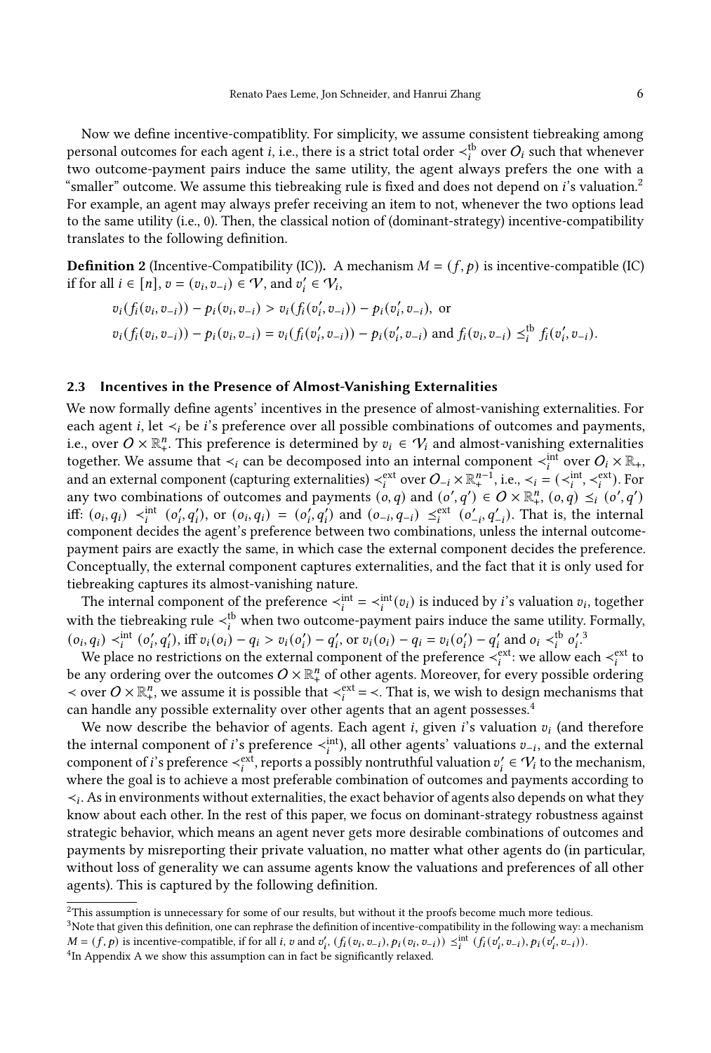Now we define incentive-compatiblity. For simplicity, we assume consistent tiebreaking among personal outcomes for each agent $i$, i.e., there is a strict total order $\prec_i^{\text{tb}}$ over $O_i$ such that whenever two outcome-payment pairs induce the same utility, the agent always prefers the one with a "smaller" outcome. We assume this tiebreaking rule is fixed and does not depend on $i$'s valuation.[2] For example, an agent may always prefer receiving an item to not, whenever the two options lead to the same utility (i.e., 0). Then, the classical notion of (dominant-strategy) incentive-compatibility translates to the following definition.

**Definition 2** (Incentive-Compatibility (IC))**.** A mechanism $M = (f, p)$ is incentive-compatible (IC) if for all $i \in [n]$, $v = (v_i, v_{-i}) \in \mathcal{V}$, and $v_i' \in \mathcal{V}_i$,

$$v_i(f_i(v_i, v_{-i})) - p_i(v_i, v_{-i}) > v_i(f_i(v_i', v_{-i})) - p_i(v_i', v_{-i}), \text{ or}$$
$$v_i(f_i(v_i, v_{-i})) - p_i(v_i, v_{-i}) = v_i(f_i(v_i', v_{-i})) - p_i(v_i', v_{-i}) \text{ and } f_i(v_i, v_{-i}) \preceq_i^{\text{tb}} f_i(v_i', v_{-i}).$$

### 2.3 Incentives in the Presence of Almost-Vanishing Externalities

We now formally define agents' incentives in the presence of almost-vanishing externalities. For each agent $i$, let $\prec_i$ be $i$'s preference over all possible combinations of outcomes and payments, i.e., over $O \times \mathbb{R}_+^n$. This preference is determined by $v_i \in \mathcal{V}_i$ and almost-vanishing externalities together. We assume that $\prec_i$ can be decomposed into an internal component $\prec_i^{\text{int}}$ over $O_i \times \mathbb{R}_+$, and an external component (capturing externalities) $\prec_i^{\text{ext}}$ over $O_{-i} \times \mathbb{R}_+^{n-1}$, i.e., $\prec_i = (\prec_i^{\text{int}}, \prec_i^{\text{ext}})$. For any two combinations of outcomes and payments $(o, q)$ and $(o', q') \in O \times \mathbb{R}_+^n$, $(o, q) \preceq_i (o', q')$ iff: $(o_i, q_i) \prec_i^{\text{int}} (o_i', q_i')$, or $(o_i, q_i) = (o_i', q_i')$ and $(o_{-i}, q_{-i}) \preceq_i^{\text{ext}} (o_{-i}', q_{-i}')$. That is, the internal component decides the agent's preference between two combinations, unless the internal outcome-payment pairs are exactly the same, in which case the external component decides the preference. Conceptually, the external component captures externalities, and the fact that it is only used for tiebreaking captures its almost-vanishing nature.

The internal component of the preference $\prec_i^{\text{int}} = \prec_i^{\text{int}}(v_i)$ is induced by $i$'s valuation $v_i$, together with the tiebreaking rule $\prec_i^{\text{tb}}$ when two outcome-payment pairs induce the same utility. Formally, $(o_i, q_i) \prec_i^{\text{int}} (o_i', q_i')$, iff $v_i(o_i) - q_i > v_i(o_i') - q_i'$, or $v_i(o_i) - q_i = v_i(o_i') - q_i'$ and $o_i \prec_i^{\text{tb}} o_i'$.[3]

We place no restrictions on the external component of the preference $\prec_i^{\text{ext}}$: we allow each $\prec_i^{\text{ext}}$ to be any ordering over the outcomes $O \times \mathbb{R}_+^n$ of other agents. Moreover, for every possible ordering $\prec$ over $O \times \mathbb{R}_+^n$, we assume it is possible that $\prec_i^{\text{ext}} = \prec$. That is, we wish to design mechanisms that can handle any possible externality over other agents that an agent possesses.[4]

We now describe the behavior of agents. Each agent $i$, given $i$'s valuation $v_i$ (and therefore the internal component of $i$'s preference $\prec_i^{\text{int}}$), all other agents' valuations $v_{-i}$, and the external component of $i$'s preference $\prec_i^{\text{ext}}$, reports a possibly nontruthful valuation $v_i' \in \mathcal{V}_i$ to the mechanism, where the goal is to achieve a most preferable combination of outcomes and payments according to $\prec_i$. As in environments without externalities, the exact behavior of agents also depends on what they know about each other. In the rest of this paper, we focus on dominant-strategy robustness against strategic behavior, which means an agent never gets more desirable combinations of outcomes and payments by misreporting their private valuation, no matter what other agents do (in particular, without loss of generality we can assume agents know the valuations and preferences of all other agents). This is captured by the following definition.

---

[2] This assumption is unnecessary for some of our results, but without it the proofs become much more tedious.

[3] Note that given this definition, one can rephrase the definition of incentive-compatibility in the following way: a mechanism $M = (f, p)$ is incentive-compatible, if for all $i$, $v$ and $v_i'$, $(f_i(v_i, v_{-i}), p_i(v_i, v_{-i})) \preceq_i^{\text{int}} (f_i(v_i', v_{-i}), p_i(v_i', v_{-i}))$.

[4] In Appendix A we show this assumption can in fact be significantly relaxed.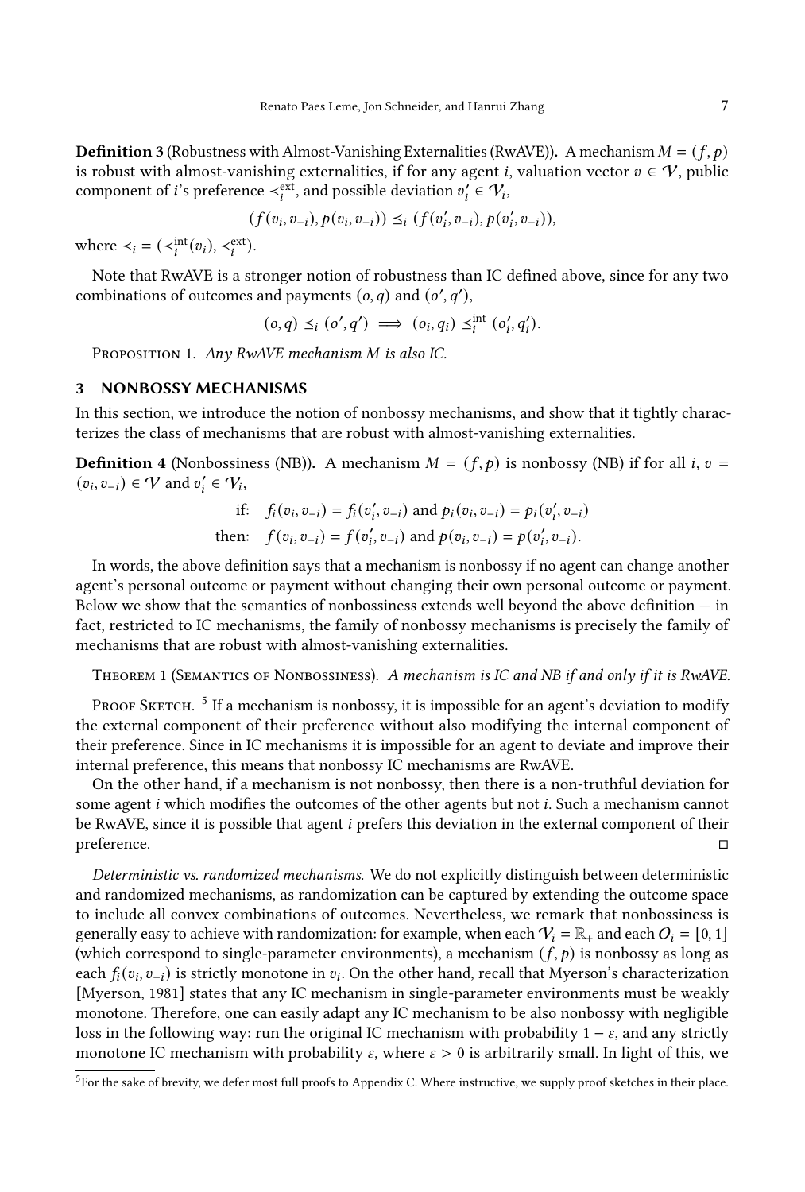**Definition 3** (Robustness with Almost-Vanishing Externalities (RwAVE)). A mechanism $M = (f, p)$ is robust with almost-vanishing externalities, if for any agent $i$, valuation vector $v \in \mathcal{V}$, public component of $i$'s preference $\prec_i^{\text{ext}}$, and possible deviation $v_i' \in \mathcal{V}_i$,

$$(f(v_i, v_{-i}), p(v_i, v_{-i})) \preceq_i (f(v_i', v_{-i}), p(v_i', v_{-i})),$$

where $\prec_i = (\prec_i^{\text{int}}(v_i), \prec_i^{\text{ext}})$.

Note that RwAVE is a stronger notion of robustness than IC defined above, since for any two combinations of outcomes and payments $(o, q)$ and $(o', q')$,

$$(o, q) \preceq_i (o', q') \implies (o_i, q_i) \preceq_i^{\text{int}} (o_i', q_i').$$

Proposition 1. *Any RwAVE mechanism $M$ is also IC.*

## 3 NONBOSSY MECHANISMS

In this section, we introduce the notion of nonbossy mechanisms, and show that it tightly characterizes the class of mechanisms that are robust with almost-vanishing externalities.

**Definition 4** (Nonbossiness (NB)). A mechanism $M = (f, p)$ is nonbossy (NB) if for all $i$, $v = (v_i, v_{-i}) \in \mathcal{V}$ and $v_i' \in \mathcal{V}_i$,

$$\text{if:} \quad f_i(v_i, v_{-i}) = f_i(v_i', v_{-i}) \text{ and } p_i(v_i, v_{-i}) = p_i(v_i', v_{-i})$$
$$\text{then:} \quad f(v_i, v_{-i}) = f(v_i', v_{-i}) \text{ and } p(v_i, v_{-i}) = p(v_i', v_{-i}).$$

In words, the above definition says that a mechanism is nonbossy if no agent can change another agent's personal outcome or payment without changing their own personal outcome or payment. Below we show that the semantics of nonbossiness extends well beyond the above definition — in fact, restricted to IC mechanisms, the family of nonbossy mechanisms is precisely the family of mechanisms that are robust with almost-vanishing externalities.

Theorem 1 (Semantics of Nonbossiness). *A mechanism is IC and NB if and only if it is RwAVE.*

Proof Sketch. [5] If a mechanism is nonbossy, it is impossible for an agent's deviation to modify the external component of their preference without also modifying the internal component of their preference. Since in IC mechanisms it is impossible for an agent to deviate and improve their internal preference, this means that nonbossy IC mechanisms are RwAVE.

On the other hand, if a mechanism is not nonbossy, then there is a non-truthful deviation for some agent $i$ which modifies the outcomes of the other agents but not $i$. Such a mechanism cannot be RwAVE, since it is possible that agent $i$ prefers this deviation in the external component of their preference. □

*Deterministic vs. randomized mechanisms.* We do not explicitly distinguish between deterministic and randomized mechanisms, as randomization can be captured by extending the outcome space to include all convex combinations of outcomes. Nevertheless, we remark that nonbossiness is generally easy to achieve with randomization: for example, when each $\mathcal{V}_i = \mathbb{R}_+$ and each $O_i = [0, 1]$ (which correspond to single-parameter environments), a mechanism $(f, p)$ is nonbossy as long as each $f_i(v_i, v_{-i})$ is strictly monotone in $v_i$. On the other hand, recall that Myerson's characterization [Myerson, 1981] states that any IC mechanism in single-parameter environments must be weakly monotone. Therefore, one can easily adapt any IC mechanism to be also nonbossy with negligible loss in the following way: run the original IC mechanism with probability $1 - \varepsilon$, and any strictly monotone IC mechanism with probability $\varepsilon$, where $\varepsilon > 0$ is arbitrarily small. In light of this, we

[5] For the sake of brevity, we defer most full proofs to Appendix C. Where instructive, we supply proof sketches in their place.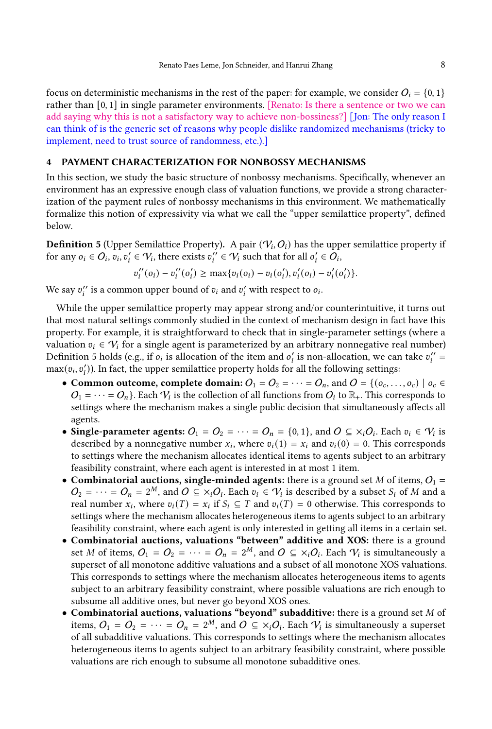focus on deterministic mechanisms in the rest of the paper: for example, we consider $O_i = \{0, 1\}$ rather than $[0, 1]$ in single parameter environments. [Renato: Is there a sentence or two we can add saying why this is not a satisfactory way to achieve non-bossiness?] [Jon: The only reason I can think of is the generic set of reasons why people dislike randomized mechanisms (tricky to implement, need to trust source of randomness, etc.).]

## 4 PAYMENT CHARACTERIZATION FOR NONBOSSY MECHANISMS

In this section, we study the basic structure of nonbossy mechanisms. Specifically, whenever an environment has an expressive enough class of valuation functions, we provide a strong characterization of the payment rules of nonbossy mechanisms in this environment. We mathematically formalize this notion of expressivity via what we call the "upper semilattice property", defined below.

**Definition 5** (Upper Semilattice Property). A pair $(\mathcal{V}_i, O_i)$ has the upper semilattice property if for any $o_i \in O_i$, $v_i, v_i' \in \mathcal{V}_i$, there exists $v_i'' \in \mathcal{V}_i$ such that for all $o_i' \in O_i$,

$$v_i''(o_i) - v_i''(o_i') \geq \max\{v_i(o_i) - v_i(o_i'), v_i'(o_i) - v_i'(o_i')\}.$$

We say $v_i''$ is a common upper bound of $v_i$ and $v_i'$ with respect to $o_i$.

While the upper semilattice property may appear strong and/or counterintuitive, it turns out that most natural settings commonly studied in the context of mechanism design in fact have this property. For example, it is straightforward to check that in single-parameter settings (where a valuation $v_i \in \mathcal{V}_i$ for a single agent is parameterized by an arbitrary nonnegative real number) Definition 5 holds (e.g., if $o_i$ is allocation of the item and $o_i'$ is non-allocation, we can take $v_i'' = \max(v_i, v_i')$). In fact, the upper semilattice property holds for all the following settings:

- **Common outcome, complete domain:** $O_1 = O_2 = \cdots = O_n$, and $O = \{(o_c, \ldots, o_c) \mid o_c \in O_1 = \cdots = O_n\}$. Each $\mathcal{V}_i$ is the collection of all functions from $O_i$ to $\mathbb{R}_+$. This corresponds to settings where the mechanism makes a single public decision that simultaneously affects all agents.
- **Single-parameter agents:** $O_1 = O_2 = \cdots = O_n = \{0, 1\}$, and $O \subseteq \times_i O_i$. Each $v_i \in \mathcal{V}_i$ is described by a nonnegative number $x_i$, where $v_i(1) = x_i$ and $v_i(0) = 0$. This corresponds to settings where the mechanism allocates identical items to agents subject to an arbitrary feasibility constraint, where each agent is interested in at most 1 item.
- **Combinatorial auctions, single-minded agents:** there is a ground set $M$ of items, $O_1 = O_2 = \cdots = O_n = 2^M$, and $O \subseteq \times_i O_i$. Each $v_i \in \mathcal{V}_i$ is described by a subset $S_i$ of $M$ and a real number $x_i$, where $v_i(T) = x_i$ if $S_i \subseteq T$ and $v_i(T) = 0$ otherwise. This corresponds to settings where the mechanism allocates heterogeneous items to agents subject to an arbitrary feasibility constraint, where each agent is only interested in getting all items in a certain set.
- **Combinatorial auctions, valuations "between" additive and XOS:** there is a ground set $M$ of items, $O_1 = O_2 = \cdots = O_n = 2^M$, and $O \subseteq \times_i O_i$. Each $\mathcal{V}_i$ is simultaneously a superset of all monotone additive valuations and a subset of all monotone XOS valuations. This corresponds to settings where the mechanism allocates heterogeneous items to agents subject to an arbitrary feasibility constraint, where possible valuations are rich enough to subsume all additive ones, but never go beyond XOS ones.
- **Combinatorial auctions, valuations "beyond" subadditive:** there is a ground set $M$ of items, $O_1 = O_2 = \cdots = O_n = 2^M$, and $O \subseteq \times_i O_i$. Each $\mathcal{V}_i$ is simultaneously a superset of all subadditive valuations. This corresponds to settings where the mechanism allocates heterogeneous items to agents subject to an arbitrary feasibility constraint, where possible valuations are rich enough to subsume all monotone subadditive ones.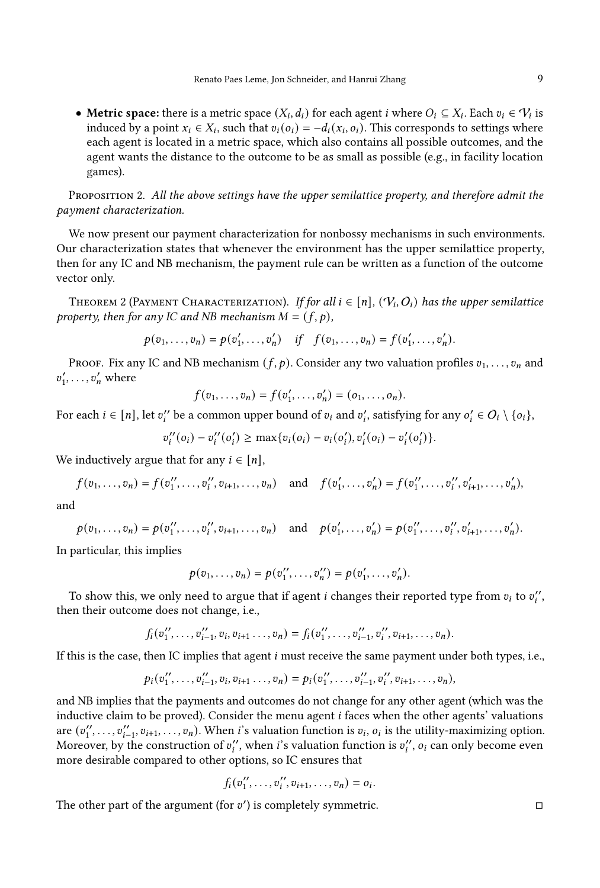- **Metric space:** there is a metric space $(X_i, d_i)$ for each agent $i$ where $O_i \subseteq X_i$. Each $v_i \in \mathcal{V}_i$ is induced by a point $x_i \in X_i$, such that $v_i(o_i) = -d_i(x_i, o_i)$. This corresponds to settings where each agent is located in a metric space, which also contains all possible outcomes, and the agent wants the distance to the outcome to be as small as possible (e.g., in facility location games).

Proposition 2. *All the above settings have the upper semilattice property, and therefore admit the payment characterization.*

We now present our payment characterization for nonbossy mechanisms in such environments. Our characterization states that whenever the environment has the upper semilattice property, then for any IC and NB mechanism, the payment rule can be written as a function of the outcome vector only.

Theorem 2 (Payment Characterization). *If for all $i \in [n]$, $(\mathcal{V}_i, O_i)$ has the upper semilattice property, then for any IC and NB mechanism $M = (f, p)$,*

$$p(v_1, \dots, v_n) = p(v_1', \dots, v_n') \quad \textit{if} \quad f(v_1, \dots, v_n) = f(v_1', \dots, v_n').$$

Proof. Fix any IC and NB mechanism $(f, p)$. Consider any two valuation profiles $v_1, \dots, v_n$ and $v_1', \dots, v_n'$ where

$$f(v_1, \dots, v_n) = f(v_1', \dots, v_n') = (o_1, \dots, o_n).$$

For each $i \in [n]$, let $v_i''$ be a common upper bound of $v_i$ and $v_i'$, satisfying for any $o_i' \in O_i \setminus \{o_i\}$,

$$v_i''(o_i) - v_i''(o_i') \geq \max\{v_i(o_i) - v_i(o_i'), v_i'(o_i) - v_i'(o_i')\}.$$

We inductively argue that for any $i \in [n]$,

$$f(v_1, \dots, v_n) = f(v_1'', \dots, v_i'', v_{i+1}, \dots, v_n) \quad \text{and} \quad f(v_1', \dots, v_n') = f(v_1'', \dots, v_i'', v_{i+1}', \dots, v_n'),$$

and

$$p(v_1, \dots, v_n) = p(v_1'', \dots, v_i'', v_{i+1}, \dots, v_n) \quad \text{and} \quad p(v_1', \dots, v_n') = p(v_1'', \dots, v_i'', v_{i+1}', \dots, v_n').$$

In particular, this implies

$$p(v_1, \dots, v_n) = p(v_1'', \dots, v_n'') = p(v_1', \dots, v_n').$$

To show this, we only need to argue that if agent $i$ changes their reported type from $v_i$ to $v_i''$, then their outcome does not change, i.e.,

$$f_i(v_1'', \dots, v_{i-1}'', v_i, v_{i+1} \dots, v_n) = f_i(v_1'', \dots, v_{i-1}'', v_i'', v_{i+1}, \dots, v_n).$$

If this is the case, then IC implies that agent $i$ must receive the same payment under both types, i.e.,

$$p_i(v_1'', \dots, v_{i-1}'', v_i, v_{i+1} \dots, v_n) = p_i(v_1'', \dots, v_{i-1}'', v_i'', v_{i+1}, \dots, v_n),$$

and NB implies that the payments and outcomes do not change for any other agent (which was the inductive claim to be proved). Consider the menu agent $i$ faces when the other agents' valuations are $(v_1'', \dots, v_{i-1}'', v_{i+1}, \dots, v_n)$. When $i$'s valuation function is $v_i$, $o_i$ is the utility-maximizing option. Moreover, by the construction of $v_i''$, when $i$'s valuation function is $v_i''$, $o_i$ can only become even more desirable compared to other options, so IC ensures that

$$f_i(v_1'', \dots, v_i'', v_{i+1}, \dots, v_n) = o_i.$$

The other part of the argument (for $v'$) is completely symmetric. ◻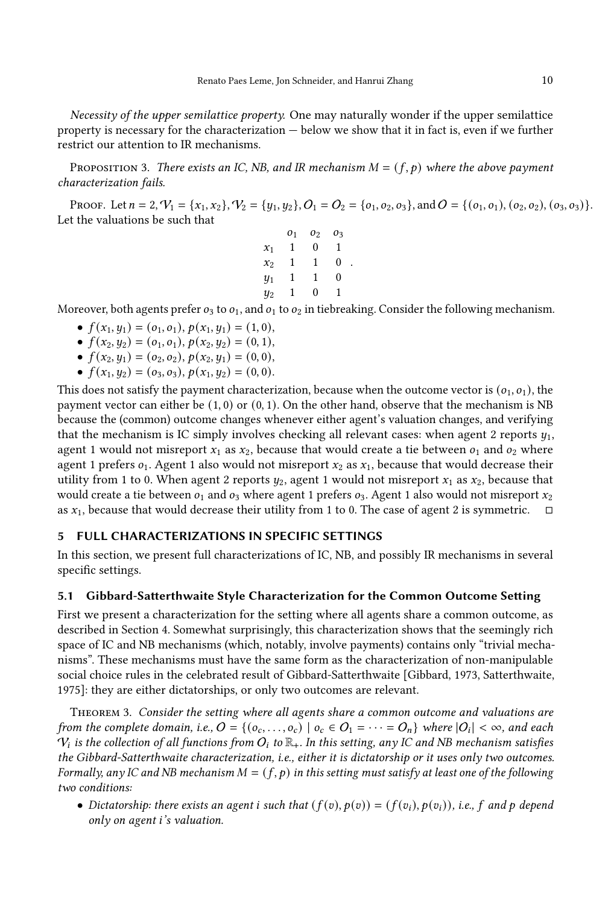*Necessity of the upper semilattice property.* One may naturally wonder if the upper semilattice property is necessary for the characterization — below we show that it in fact is, even if we further restrict our attention to IR mechanisms.

Proposition 3. *There exists an IC, NB, and IR mechanism $M = (f, p)$ where the above payment characterization fails.*

Proof. Let $n = 2, \mathcal{V}_1 = \{x_1, x_2\}, \mathcal{V}_2 = \{y_1, y_2\}, O_1 = O_2 = \{o_1, o_2, o_3\}$, and $O = \{(o_1, o_1), (o_2, o_2), (o_3, o_3)\}$. Let the valuations be such that

|  | $o_1$ | $o_2$ | $o_3$ |
|---|---|---|---|
| $x_1$ | 1 | 0 | 1 |
| $x_2$ | 1 | 1 | 0 |
| $y_1$ | 1 | 1 | 0 |
| $y_2$ | 1 | 0 | 1 |

Moreover, both agents prefer $o_3$ to $o_1$, and $o_1$ to $o_2$ in tiebreaking. Consider the following mechanism.

- $f(x_1, y_1) = (o_1, o_1)$, $p(x_1, y_1) = (1, 0)$,
- $f(x_2, y_2) = (o_1, o_1)$, $p(x_2, y_2) = (0, 1)$,
- $f(x_2, y_1) = (o_2, o_2)$, $p(x_2, y_1) = (0, 0)$,
- $f(x_1, y_2) = (o_3, o_3)$, $p(x_1, y_2) = (0, 0)$.

This does not satisfy the payment characterization, because when the outcome vector is $(o_1, o_1)$, the payment vector can either be $(1, 0)$ or $(0, 1)$. On the other hand, observe that the mechanism is NB because the (common) outcome changes whenever either agent's valuation changes, and verifying that the mechanism is IC simply involves checking all relevant cases: when agent 2 reports $y_1$, agent 1 would not misreport $x_1$ as $x_2$, because that would create a tie between $o_1$ and $o_2$ where agent 1 prefers $o_1$. Agent 1 also would not misreport $x_2$ as $x_1$, because that would decrease their utility from 1 to 0. When agent 2 reports $y_2$, agent 1 would not misreport $x_1$ as $x_2$, because that would create a tie between $o_1$ and $o_3$ where agent 1 prefers $o_3$. Agent 1 also would not misreport $x_2$ as $x_1$, because that would decrease their utility from 1 to 0. The case of agent 2 is symmetric. □

## 5 FULL CHARACTERIZATIONS IN SPECIFIC SETTINGS

In this section, we present full characterizations of IC, NB, and possibly IR mechanisms in several specific settings.

### 5.1 Gibbard-Satterthwaite Style Characterization for the Common Outcome Setting

First we present a characterization for the setting where all agents share a common outcome, as described in Section 4. Somewhat surprisingly, this characterization shows that the seemingly rich space of IC and NB mechanisms (which, notably, involve payments) contains only "trivial mechanisms". These mechanisms must have the same form as the characterization of non-manipulable social choice rules in the celebrated result of Gibbard-Satterthwaite [Gibbard, 1973, Satterthwaite, 1975]: they are either dictatorships, or only two outcomes are relevant.

Theorem 3. *Consider the setting where all agents share a common outcome and valuations are from the complete domain, i.e., $O = \{(o_c, \dots, o_c) \mid o_c \in O_1 = \dots = O_n\}$ where $|O_i| < \infty$, and each $\mathcal{V}_i$ is the collection of all functions from $O_i$ to $\mathbb{R}_+$. In this setting, any IC and NB mechanism satisfies the Gibbard-Satterthwaite characterization, i.e., either it is dictatorship or it uses only two outcomes. Formally, any IC and NB mechanism $M = (f, p)$ in this setting must satisfy at least one of the following two conditions:*

- *Dictatorship: there exists an agent $i$ such that $(f(v), p(v)) = (f(v_i), p(v_i))$, i.e., $f$ and $p$ depend only on agent $i$'s valuation.*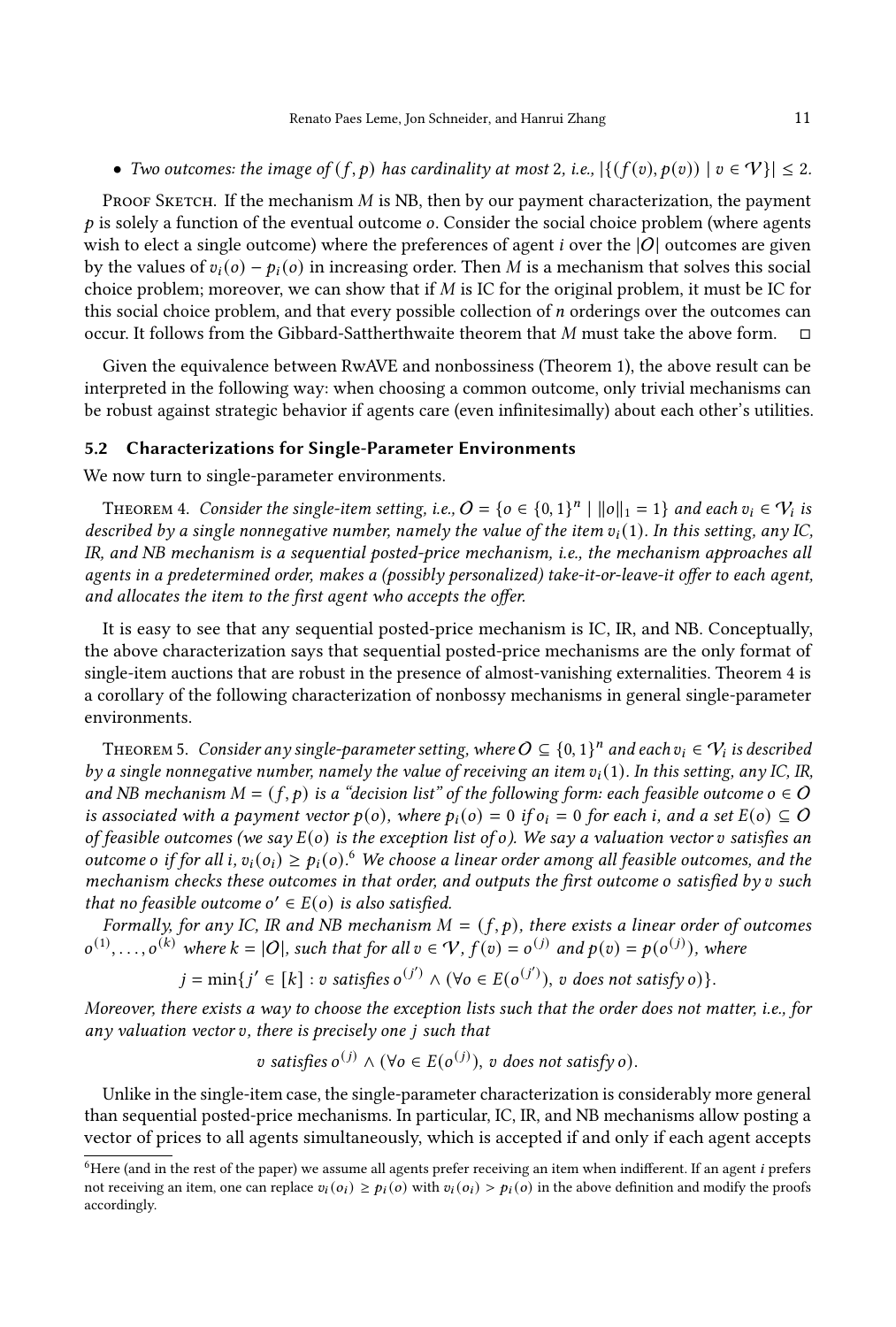- *Two outcomes: the image of $(f, p)$ has cardinality at most 2, i.e., $|\{(f(v), p(v)) \mid v \in \mathcal{V}\}| \leq 2$.*

Proof Sketch. If the mechanism $M$ is NB, then by our payment characterization, the payment $p$ is solely a function of the eventual outcome $o$. Consider the social choice problem (where agents wish to elect a single outcome) where the preferences of agent $i$ over the $|O|$ outcomes are given by the values of $v_i(o) - p_i(o)$ in increasing order. Then $M$ is a mechanism that solves this social choice problem; moreover, we can show that if $M$ is IC for the original problem, it must be IC for this social choice problem, and that every possible collection of $n$ orderings over the outcomes can occur. It follows from the Gibbard-Sattherthwaite theorem that $M$ must take the above form. □

Given the equivalence between RwAVE and nonbossiness (Theorem 1), the above result can be interpreted in the following way: when choosing a common outcome, only trivial mechanisms can be robust against strategic behavior if agents care (even infinitesimally) about each other's utilities.

### 5.2 Characterizations for Single-Parameter Environments

We now turn to single-parameter environments.

Theorem 4. *Consider the single-item setting, i.e., $O = \{o \in \{0, 1\}^n \mid \|o\|_1 = 1\}$ and each $v_i \in \mathcal{V}_i$ is described by a single nonnegative number, namely the value of the item $v_i(1)$. In this setting, any IC, IR, and NB mechanism is a sequential posted-price mechanism, i.e., the mechanism approaches all agents in a predetermined order, makes a (possibly personalized) take-it-or-leave-it offer to each agent, and allocates the item to the first agent who accepts the offer.*

It is easy to see that any sequential posted-price mechanism is IC, IR, and NB. Conceptually, the above characterization says that sequential posted-price mechanisms are the only format of single-item auctions that are robust in the presence of almost-vanishing externalities. Theorem 4 is a corollary of the following characterization of nonbossy mechanisms in general single-parameter environments.

Theorem 5. *Consider any single-parameter setting, where $O \subseteq \{0, 1\}^n$ and each $v_i \in \mathcal{V}_i$ is described by a single nonnegative number, namely the value of receiving an item $v_i(1)$. In this setting, any IC, IR, and NB mechanism $M = (f, p)$ is a "decision list" of the following form: each feasible outcome $o \in O$ is associated with a payment vector $p(o)$, where $p_i(o) = 0$ if $o_i = 0$ for each $i$, and a set $E(o) \subseteq O$ of feasible outcomes (we say $E(o)$ is the exception list of $o$). We say a valuation vector $v$ satisfies an outcome $o$ if for all $i$, $v_i(o_i) \geq p_i(o)$.[6] We choose a linear order among all feasible outcomes, and the mechanism checks these outcomes in that order, and outputs the first outcome $o$ satisfied by $v$ such that no feasible outcome $o' \in E(o)$ is also satisfied.*

*Formally, for any IC, IR and NB mechanism $M = (f, p)$, there exists a linear order of outcomes $o^{(1)}, \ldots, o^{(k)}$ where $k = |O|$, such that for all $v \in \mathcal{V}$, $f(v) = o^{(j)}$ and $p(v) = p(o^{(j)})$, where*

$$j = \min\{j' \in [k] : v \text{ satisfies } o^{(j')} \land (\forall o \in E(o^{(j')}),\ v \text{ does not satisfy } o)\}.$$

*Moreover, there exists a way to choose the exception lists such that the order does not matter, i.e., for any valuation vector $v$, there is precisely one $j$ such that*

$$v \text{ satisfies } o^{(j)} \land (\forall o \in E(o^{(j)}),\ v \text{ does not satisfy } o).$$

Unlike in the single-item case, the single-parameter characterization is considerably more general than sequential posted-price mechanisms. In particular, IC, IR, and NB mechanisms allow posting a vector of prices to all agents simultaneously, which is accepted if and only if each agent accepts

[6] Here (and in the rest of the paper) we assume all agents prefer receiving an item when indifferent. If an agent $i$ prefers not receiving an item, one can replace $v_i(o_i) \geq p_i(o)$ with $v_i(o_i) > p_i(o)$ in the above definition and modify the proofs accordingly.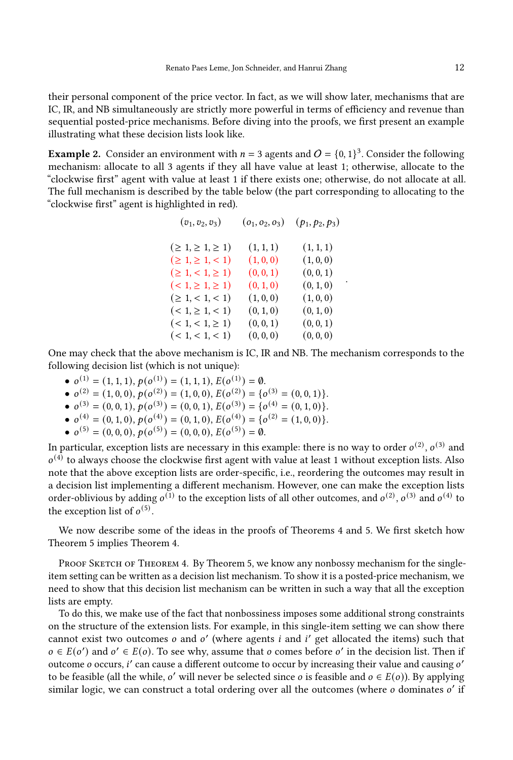their personal component of the price vector. In fact, as we will show later, mechanisms that are IC, IR, and NB simultaneously are strictly more powerful in terms of efficiency and revenue than sequential posted-price mechanisms. Before diving into the proofs, we first present an example illustrating what these decision lists look like.

**Example 2.** Consider an environment with $n = 3$ agents and $O = \{0, 1\}^3$. Consider the following mechanism: allocate to all 3 agents if they all have value at least 1; otherwise, allocate to the "clockwise first" agent with value at least 1 if there exists one; otherwise, do not allocate at all. The full mechanism is described by the table below (the part corresponding to allocating to the "clockwise first" agent is highlighted in red).

| $(v_1, v_2, v_3)$ | $(o_1, o_2, o_3)$ | $(p_1, p_2, p_3)$ |
|---|---|---|
| $(\geq 1, \geq 1, \geq 1)$ | $(1, 1, 1)$ | $(1, 1, 1)$ |
| $(\geq 1, \geq 1, < 1)$ | $(1, 0, 0)$ | $(1, 0, 0)$ |
| $(\geq 1, < 1, \geq 1)$ | $(0, 0, 1)$ | $(0, 0, 1)$ |
| $(< 1, \geq 1, \geq 1)$ | $(0, 1, 0)$ | $(0, 1, 0)$ |
| $(\geq 1, < 1, < 1)$ | $(1, 0, 0)$ | $(1, 0, 0)$ |
| $(< 1, \geq 1, < 1)$ | $(0, 1, 0)$ | $(0, 1, 0)$ |
| $(< 1, < 1, \geq 1)$ | $(0, 0, 1)$ | $(0, 0, 1)$ |
| $(< 1, < 1, < 1)$ | $(0, 0, 0)$ | $(0, 0, 0)$ |

One may check that the above mechanism is IC, IR and NB. The mechanism corresponds to the following decision list (which is not unique):

- $o^{(1)} = (1, 1, 1)$, $p(o^{(1)}) = (1, 1, 1)$, $E(o^{(1)}) = \emptyset$.
- $o^{(2)} = (1, 0, 0)$, $p(o^{(2)}) = (1, 0, 0)$, $E(o^{(2)}) = \{o^{(3)} = (0, 0, 1)\}$.
- $o^{(3)} = (0, 0, 1)$, $p(o^{(3)}) = (0, 0, 1)$, $E(o^{(3)}) = \{o^{(4)} = (0, 1, 0)\}$.
- $o^{(4)} = (0, 1, 0)$, $p(o^{(4)}) = (0, 1, 0)$, $E(o^{(4)}) = \{o^{(2)} = (1, 0, 0)\}$.
- $o^{(5)} = (0, 0, 0)$, $p(o^{(5)}) = (0, 0, 0)$, $E(o^{(5)}) = \emptyset$.

In particular, exception lists are necessary in this example: there is no way to order $o^{(2)}$, $o^{(3)}$ and $o^{(4)}$ to always choose the clockwise first agent with value at least 1 without exception lists. Also note that the above exception lists are order-specific, i.e., reordering the outcomes may result in a decision list implementing a different mechanism. However, one can make the exception lists order-oblivious by adding $o^{(1)}$ to the exception lists of all other outcomes, and $o^{(2)}$, $o^{(3)}$ and $o^{(4)}$ to the exception list of $o^{(5)}$.

We now describe some of the ideas in the proofs of Theorems 4 and 5. We first sketch how Theorem 5 implies Theorem 4.

Proof Sketch of Theorem 4. By Theorem 5, we know any nonbossy mechanism for the single-item setting can be written as a decision list mechanism. To show it is a posted-price mechanism, we need to show that this decision list mechanism can be written in such a way that all the exception lists are empty.

To do this, we make use of the fact that nonbossiness imposes some additional strong constraints on the structure of the extension lists. For example, in this single-item setting we can show there cannot exist two outcomes $o$ and $o'$ (where agents $i$ and $i'$ get allocated the items) such that $o \in E(o')$ and $o' \in E(o)$. To see why, assume that $o$ comes before $o'$ in the decision list. Then if outcome $o$ occurs, $i'$ can cause a different outcome to occur by increasing their value and causing $o'$ to be feasible (all the while, $o'$ will never be selected since $o$ is feasible and $o \in E(o)$). By applying similar logic, we can construct a total ordering over all the outcomes (where $o$ dominates $o'$ if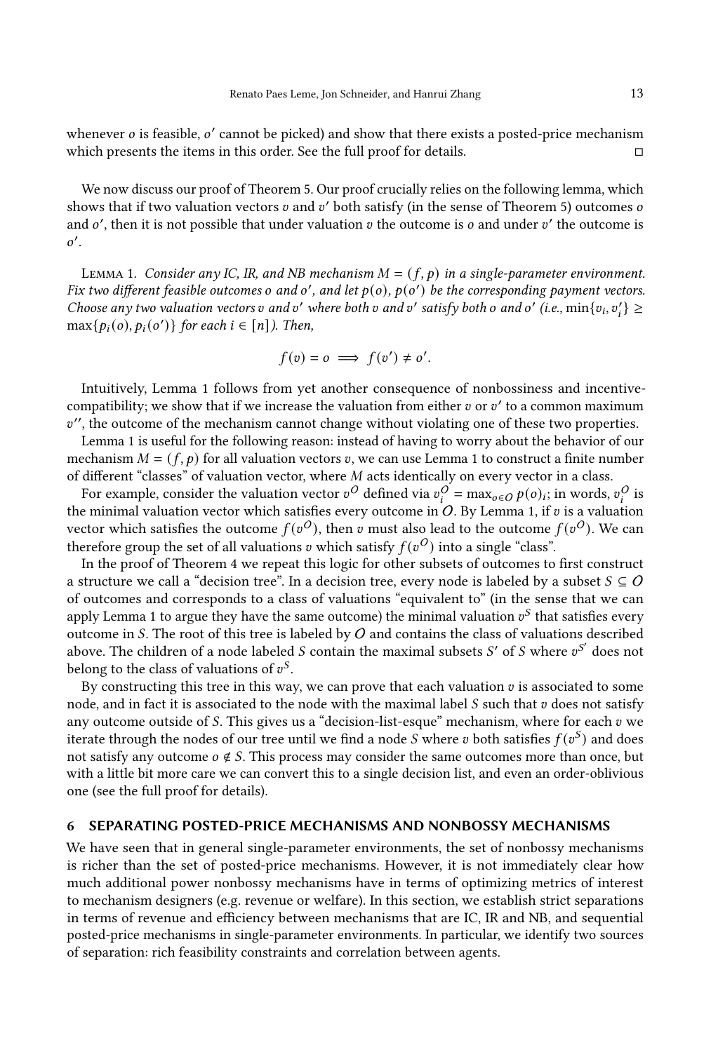whenever $o$ is feasible, $o'$ cannot be picked) and show that there exists a posted-price mechanism which presents the items in this order. See the full proof for details. □

We now discuss our proof of Theorem 5. Our proof crucially relies on the following lemma, which shows that if two valuation vectors $v$ and $v'$ both satisfy (in the sense of Theorem 5) outcomes $o$ and $o'$, then it is not possible that under valuation $v$ the outcome is $o$ and under $v'$ the outcome is $o'$.

Lemma 1. *Consider any IC, IR, and NB mechanism $M = (f, p)$ in a single-parameter environment. Fix two different feasible outcomes $o$ and $o'$, and let $p(o)$, $p(o')$ be the corresponding payment vectors. Choose any two valuation vectors $v$ and $v'$ where both $v$ and $v'$ satisfy both $o$ and $o'$ (i.e., $\min\{v_i, v_i'\} \geq \max\{p_i(o), p_i(o')\}$ for each $i \in [n]$). Then,*

$$f(v) = o \implies f(v') \neq o'.$$

Intuitively, Lemma 1 follows from yet another consequence of nonbossiness and incentive-compatibility; we show that if we increase the valuation from either $v$ or $v'$ to a common maximum $v''$, the outcome of the mechanism cannot change without violating one of these two properties.

Lemma 1 is useful for the following reason: instead of having to worry about the behavior of our mechanism $M = (f, p)$ for all valuation vectors $v$, we can use Lemma 1 to construct a finite number of different "classes" of valuation vector, where $M$ acts identically on every vector in a class.

For example, consider the valuation vector $v^O$ defined via $v_i^O = \max_{o \in O} p(o)_i$; in words, $v_i^O$ is the minimal valuation vector which satisfies every outcome in $O$. By Lemma 1, if $v$ is a valuation vector which satisfies the outcome $f(v^O)$, then $v$ must also lead to the outcome $f(v^O)$. We can therefore group the set of all valuations $v$ which satisfy $f(v^O)$ into a single "class".

In the proof of Theorem 4 we repeat this logic for other subsets of outcomes to first construct a structure we call a "decision tree". In a decision tree, every node is labeled by a subset $S \subseteq O$ of outcomes and corresponds to a class of valuations "equivalent to" (in the sense that we can apply Lemma 1 to argue they have the same outcome) the minimal valuation $v^S$ that satisfies every outcome in $S$. The root of this tree is labeled by $O$ and contains the class of valuations described above. The children of a node labeled $S$ contain the maximal subsets $S'$ of $S$ where $v^{S'}$ does not belong to the class of valuations of $v^S$.

By constructing this tree in this way, we can prove that each valuation $v$ is associated to some node, and in fact it is associated to the node with the maximal label $S$ such that $v$ does not satisfy any outcome outside of $S$. This gives us a "decision-list-esque" mechanism, where for each $v$ we iterate through the nodes of our tree until we find a node $S$ where $v$ both satisfies $f(v^S)$ and does not satisfy any outcome $o \notin S$. This process may consider the same outcomes more than once, but with a little bit more care we can convert this to a single decision list, and even an order-oblivious one (see the full proof for details).

## 6 SEPARATING POSTED-PRICE MECHANISMS AND NONBOSSY MECHANISMS

We have seen that in general single-parameter environments, the set of nonbossy mechanisms is richer than the set of posted-price mechanisms. However, it is not immediately clear how much additional power nonbossy mechanisms have in terms of optimizing metrics of interest to mechanism designers (e.g. revenue or welfare). In this section, we establish strict separations in terms of revenue and efficiency between mechanisms that are IC, IR and NB, and sequential posted-price mechanisms in single-parameter environments. In particular, we identify two sources of separation: rich feasibility constraints and correlation between agents.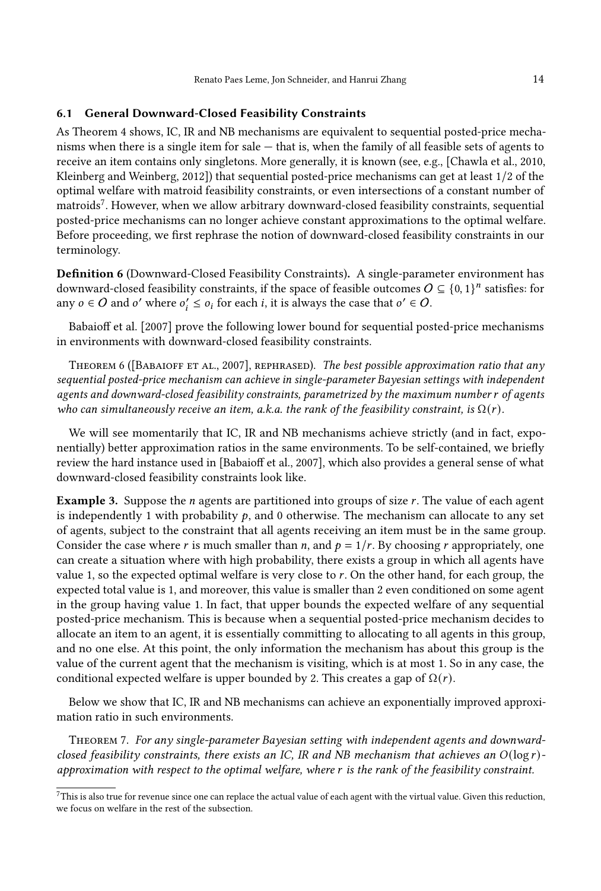### 6.1 General Downward-Closed Feasibility Constraints

As Theorem 4 shows, IC, IR and NB mechanisms are equivalent to sequential posted-price mechanisms when there is a single item for sale — that is, when the family of all feasible sets of agents to receive an item contains only singletons. More generally, it is known (see, e.g., [Chawla et al., 2010, Kleinberg and Weinberg, 2012]) that sequential posted-price mechanisms can get at least 1/2 of the optimal welfare with matroid feasibility constraints, or even intersections of a constant number of matroids[7]. However, when we allow arbitrary downward-closed feasibility constraints, sequential posted-price mechanisms can no longer achieve constant approximations to the optimal welfare. Before proceeding, we first rephrase the notion of downward-closed feasibility constraints in our terminology.

**Definition 6** (Downward-Closed Feasibility Constraints)**.** A single-parameter environment has downward-closed feasibility constraints, if the space of feasible outcomes $O \subseteq \{0, 1\}^n$ satisfies: for any $o \in O$ and $o'$ where $o'_i \leq o_i$ for each $i$, it is always the case that $o' \in O$.

Babaioff et al. [2007] prove the following lower bound for sequential posted-price mechanisms in environments with downward-closed feasibility constraints.

Theorem 6 ([Babaioff et al., 2007], rephrased). *The best possible approximation ratio that any sequential posted-price mechanism can achieve in single-parameter Bayesian settings with independent agents and downward-closed feasibility constraints, parametrized by the maximum number $r$ of agents who can simultaneously receive an item, a.k.a. the rank of the feasibility constraint, is $\Omega(r)$.*

We will see momentarily that IC, IR and NB mechanisms achieve strictly (and in fact, exponentially) better approximation ratios in the same environments. To be self-contained, we briefly review the hard instance used in [Babaioff et al., 2007], which also provides a general sense of what downward-closed feasibility constraints look like.

**Example 3.** Suppose the $n$ agents are partitioned into groups of size $r$. The value of each agent is independently 1 with probability $p$, and 0 otherwise. The mechanism can allocate to any set of agents, subject to the constraint that all agents receiving an item must be in the same group. Consider the case where $r$ is much smaller than $n$, and $p = 1/r$. By choosing $r$ appropriately, one can create a situation where with high probability, there exists a group in which all agents have value 1, so the expected optimal welfare is very close to $r$. On the other hand, for each group, the expected total value is 1, and moreover, this value is smaller than 2 even conditioned on some agent in the group having value 1. In fact, that upper bounds the expected welfare of any sequential posted-price mechanism. This is because when a sequential posted-price mechanism decides to allocate an item to an agent, it is essentially committing to allocating to all agents in this group, and no one else. At this point, the only information the mechanism has about this group is the value of the current agent that the mechanism is visiting, which is at most 1. So in any case, the conditional expected welfare is upper bounded by 2. This creates a gap of $\Omega(r)$.

Below we show that IC, IR and NB mechanisms can achieve an exponentially improved approximation ratio in such environments.

Theorem 7. *For any single-parameter Bayesian setting with independent agents and downward-closed feasibility constraints, there exists an IC, IR and NB mechanism that achieves an $O(\log r)$-approximation with respect to the optimal welfare, where $r$ is the rank of the feasibility constraint.*

[7]This is also true for revenue since one can replace the actual value of each agent with the virtual value. Given this reduction, we focus on welfare in the rest of the subsection.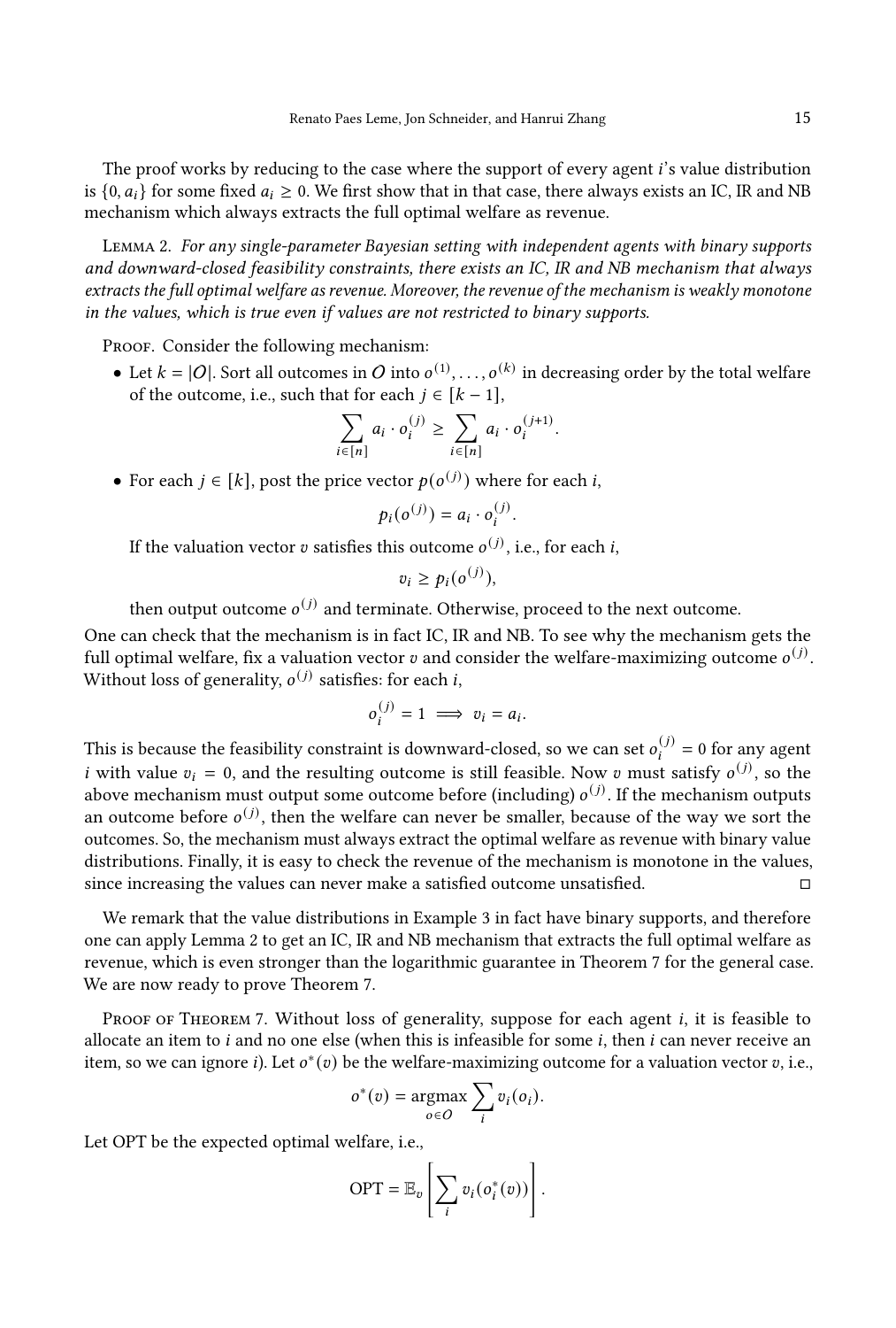The proof works by reducing to the case where the support of every agent $i$'s value distribution is $\{0, a_i\}$ for some fixed $a_i \geq 0$. We first show that in that case, there always exists an IC, IR and NB mechanism which always extracts the full optimal welfare as revenue.

Lemma 2. *For any single-parameter Bayesian setting with independent agents with binary supports and downward-closed feasibility constraints, there exists an IC, IR and NB mechanism that always extracts the full optimal welfare as revenue. Moreover, the revenue of the mechanism is weakly monotone in the values, which is true even if values are not restricted to binary supports.*

Proof. Consider the following mechanism:

- Let $k = |O|$. Sort all outcomes in $O$ into $o^{(1)}, \ldots, o^{(k)}$ in decreasing order by the total welfare of the outcome, i.e., such that for each $j \in [k-1]$,
$$\sum_{i \in [n]} a_i \cdot o_i^{(j)} \geq \sum_{i \in [n]} a_i \cdot o_i^{(j+1)}.$$
- For each $j \in [k]$, post the price vector $p(o^{(j)})$ where for each $i$,
$$p_i(o^{(j)}) = a_i \cdot o_i^{(j)}.$$
If the valuation vector $v$ satisfies this outcome $o^{(j)}$, i.e., for each $i$,
$$v_i \geq p_i(o^{(j)}),$$
then output outcome $o^{(j)}$ and terminate. Otherwise, proceed to the next outcome.

One can check that the mechanism is in fact IC, IR and NB. To see why the mechanism gets the full optimal welfare, fix a valuation vector $v$ and consider the welfare-maximizing outcome $o^{(j)}$. Without loss of generality, $o^{(j)}$ satisfies: for each $i$,
$$o_i^{(j)} = 1 \implies v_i = a_i.$$
This is because the feasibility constraint is downward-closed, so we can set $o_i^{(j)} = 0$ for any agent $i$ with value $v_i = 0$, and the resulting outcome is still feasible. Now $v$ must satisfy $o^{(j)}$, so the above mechanism must output some outcome before (including) $o^{(j)}$. If the mechanism outputs an outcome before $o^{(j)}$, then the welfare can never be smaller, because of the way we sort the outcomes. So, the mechanism must always extract the optimal welfare as revenue with binary value distributions. Finally, it is easy to check the revenue of the mechanism is monotone in the values, since increasing the values can never make a satisfied outcome unsatisfied. □

We remark that the value distributions in Example 3 in fact have binary supports, and therefore one can apply Lemma 2 to get an IC, IR and NB mechanism that extracts the full optimal welfare as revenue, which is even stronger than the logarithmic guarantee in Theorem 7 for the general case. We are now ready to prove Theorem 7.

Proof of Theorem 7. Without loss of generality, suppose for each agent $i$, it is feasible to allocate an item to $i$ and no one else (when this is infeasible for some $i$, then $i$ can never receive an item, so we can ignore $i$). Let $o^*(v)$ be the welfare-maximizing outcome for a valuation vector $v$, i.e.,
$$o^*(v) = \operatorname*{argmax}_{o \in O} \sum_i v_i(o_i).$$
Let OPT be the expected optimal welfare, i.e.,
$$\text{OPT} = \mathbb{E}_v \left[ \sum_i v_i(o_i^*(v)) \right].$$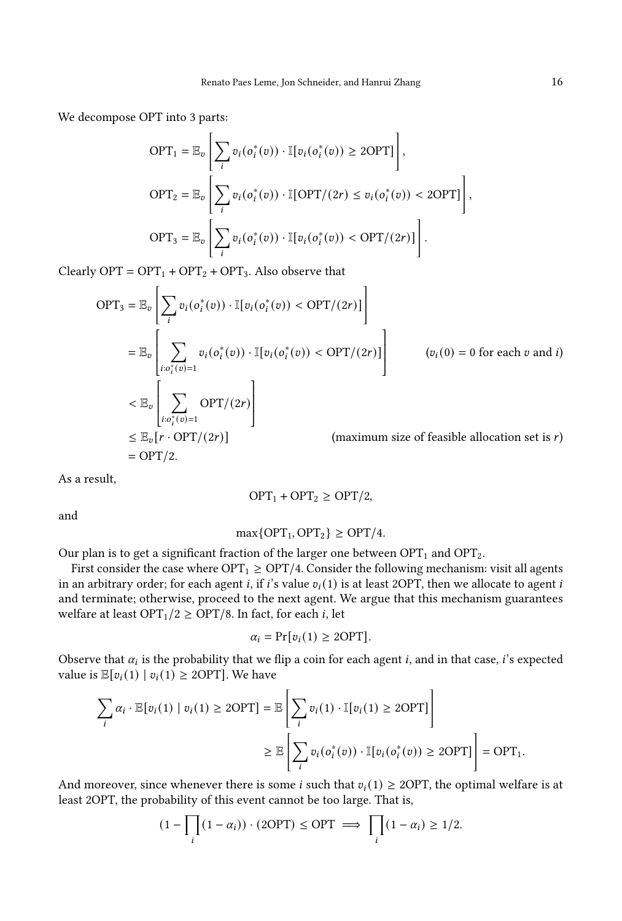We decompose OPT into 3 parts:

$$\text{OPT}_1 = \mathbb{E}_v\left[\sum_i v_i(o_i^*(v)) \cdot \mathbb{I}[v_i(o_i^*(v)) \geq 2\text{OPT}]\right],$$

$$\text{OPT}_2 = \mathbb{E}_v\left[\sum_i v_i(o_i^*(v)) \cdot \mathbb{I}[\text{OPT}/(2r) \leq v_i(o_i^*(v)) < 2\text{OPT}]\right],$$

$$\text{OPT}_3 = \mathbb{E}_v\left[\sum_i v_i(o_i^*(v)) \cdot \mathbb{I}[v_i(o_i^*(v)) < \text{OPT}/(2r)]\right].$$

Clearly $\text{OPT} = \text{OPT}_1 + \text{OPT}_2 + \text{OPT}_3$. Also observe that

$$\begin{aligned}
\text{OPT}_3 &= \mathbb{E}_v\left[\sum_i v_i(o_i^*(v)) \cdot \mathbb{I}[v_i(o_i^*(v)) < \text{OPT}/(2r)]\right] \\
&= \mathbb{E}_v\left[\sum_{i:o_i^*(v)=1} v_i(o_i^*(v)) \cdot \mathbb{I}[v_i(o_i^*(v)) < \text{OPT}/(2r)]\right] && (v_i(0) = 0 \text{ for each } v \text{ and } i) \\
&< \mathbb{E}_v\left[\sum_{i:o_i^*(v)=1} \text{OPT}/(2r)\right] \\
&\leq \mathbb{E}_v[r \cdot \text{OPT}/(2r)] && (\text{maximum size of feasible allocation set is } r) \\
&= \text{OPT}/2.
\end{aligned}$$

As a result,

$$\text{OPT}_1 + \text{OPT}_2 \geq \text{OPT}/2,$$

and

$$\max\{\text{OPT}_1, \text{OPT}_2\} \geq \text{OPT}/4.$$

Our plan is to get a significant fraction of the larger one between $\text{OPT}_1$ and $\text{OPT}_2$.

First consider the case where $\text{OPT}_1 \geq \text{OPT}/4$. Consider the following mechanism: visit all agents in an arbitrary order; for each agent $i$, if $i$'s value $v_i(1)$ is at least $2\text{OPT}$, then we allocate to agent $i$ and terminate; otherwise, proceed to the next agent. We argue that this mechanism guarantees welfare at least $\text{OPT}_1/2 \geq \text{OPT}/8$. In fact, for each $i$, let

$$\alpha_i = \Pr[v_i(1) \geq 2\text{OPT}].$$

Observe that $\alpha_i$ is the probability that we flip a coin for each agent $i$, and in that case, $i$'s expected value is $\mathbb{E}[v_i(1) \mid v_i(1) \geq 2\text{OPT}]$. We have

$$\begin{aligned}
\sum_i \alpha_i \cdot \mathbb{E}[v_i(1) \mid v_i(1) \geq 2\text{OPT}] &= \mathbb{E}\left[\sum_i v_i(1) \cdot \mathbb{I}[v_i(1) \geq 2\text{OPT}]\right] \\
&\geq \mathbb{E}\left[\sum_i v_i(o_i^*(v)) \cdot \mathbb{I}[v_i(o_i^*(v)) \geq 2\text{OPT}]\right] = \text{OPT}_1.
\end{aligned}$$

And moreover, since whenever there is some $i$ such that $v_i(1) \geq 2\text{OPT}$, the optimal welfare is at least $2\text{OPT}$, the probability of this event cannot be too large. That is,

$$(1 - \prod_i (1 - \alpha_i)) \cdot (2\text{OPT}) \leq \text{OPT} \implies \prod_i (1 - \alpha_i) \geq 1/2.$$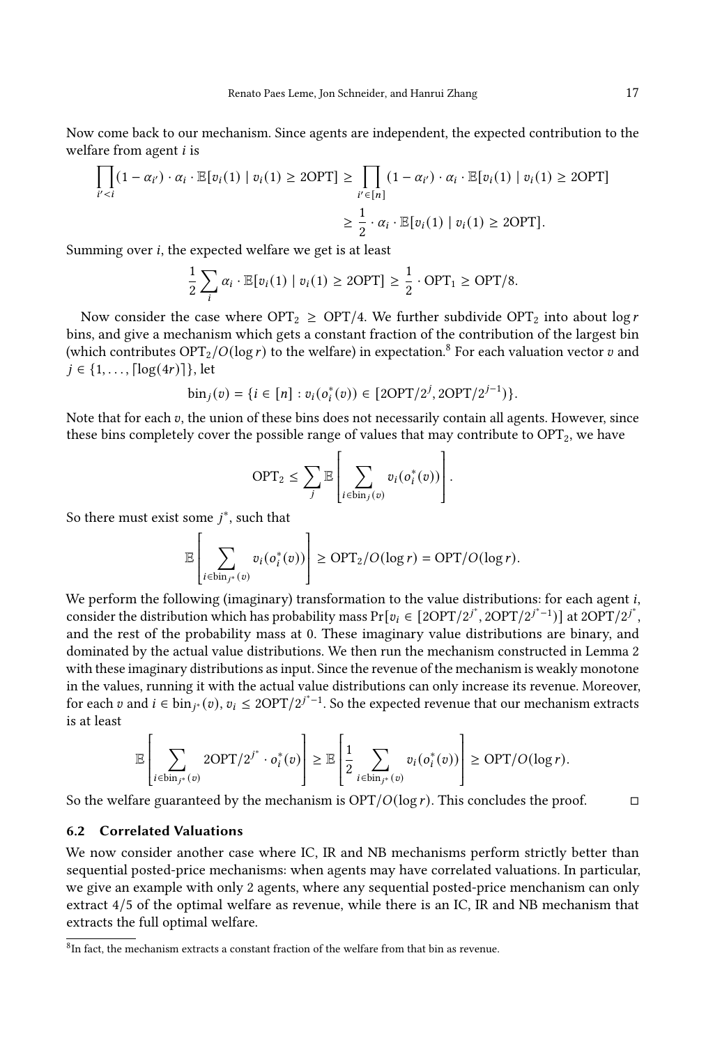Now come back to our mechanism. Since agents are independent, the expected contribution to the welfare from agent $i$ is

$$\prod_{i'<i}(1-\alpha_{i'})\cdot\alpha_i\cdot\mathbb{E}[v_i(1)\mid v_i(1)\geq 2\mathrm{OPT}]\geq\prod_{i'\in[n]}(1-\alpha_{i'})\cdot\alpha_i\cdot\mathbb{E}[v_i(1)\mid v_i(1)\geq 2\mathrm{OPT}]$$
$$\geq\frac{1}{2}\cdot\alpha_i\cdot\mathbb{E}[v_i(1)\mid v_i(1)\geq 2\mathrm{OPT}].$$

Summing over $i$, the expected welfare we get is at least

$$\frac{1}{2}\sum_i\alpha_i\cdot\mathbb{E}[v_i(1)\mid v_i(1)\geq 2\mathrm{OPT}]\geq\frac{1}{2}\cdot\mathrm{OPT}_1\geq\mathrm{OPT}/8.$$

Now consider the case where $\mathrm{OPT}_2\geq\mathrm{OPT}/4$. We further subdivide $\mathrm{OPT}_2$ into about $\log r$ bins, and give a mechanism which gets a constant fraction of the contribution of the largest bin (which contributes $\mathrm{OPT}_2/O(\log r)$ to the welfare) in expectation.[8] For each valuation vector $v$ and $j\in\{1,\ldots,\lceil\log(4r)\rceil\}$, let

$$\mathrm{bin}_j(v)=\{i\in[n]:v_i(o_i^*(v))\in[2\mathrm{OPT}/2^j,2\mathrm{OPT}/2^{j-1})\}.$$

Note that for each $v$, the union of these bins does not necessarily contain all agents. However, since these bins completely cover the possible range of values that may contribute to $\mathrm{OPT}_2$, we have

$$\mathrm{OPT}_2\leq\sum_j\mathbb{E}\left[\sum_{i\in\mathrm{bin}_j(v)}v_i(o_i^*(v))\right].$$

So there must exist some $j^*$, such that

$$\mathbb{E}\left[\sum_{i\in\mathrm{bin}_{j^*}(v)}v_i(o_i^*(v))\right]\geq\mathrm{OPT}_2/O(\log r)=\mathrm{OPT}/O(\log r).$$

We perform the following (imaginary) transformation to the value distributions: for each agent $i$, consider the distribution which has probability mass $\Pr[v_i\in[2\mathrm{OPT}/2^{j^*},2\mathrm{OPT}/2^{j^*-1})]$ at $2\mathrm{OPT}/2^{j^*}$, and the rest of the probability mass at 0. These imaginary value distributions are binary, and dominated by the actual value distributions. We then run the mechanism constructed in Lemma 2 with these imaginary distributions as input. Since the revenue of the mechanism is weakly monotone in the values, running it with the actual value distributions can only increase its revenue. Moreover, for each $v$ and $i\in\mathrm{bin}_{j^*}(v)$, $v_i\leq 2\mathrm{OPT}/2^{j^*-1}$. So the expected revenue that our mechanism extracts is at least

$$\mathbb{E}\left[\sum_{i\in\mathrm{bin}_{j^*}(v)}2\mathrm{OPT}/2^{j^*}\cdot o_i^*(v)\right]\geq\mathbb{E}\left[\frac{1}{2}\sum_{i\in\mathrm{bin}_{j^*}(v)}v_i(o_i^*(v))\right]\geq\mathrm{OPT}/O(\log r).$$

So the welfare guaranteed by the mechanism is $\mathrm{OPT}/O(\log r)$. This concludes the proof. □

### 6.2 Correlated Valuations

We now consider another case where IC, IR and NB mechanisms perform strictly better than sequential posted-price mechanisms: when agents may have correlated valuations. In particular, we give an example with only 2 agents, where any sequential posted-price menchanism can only extract 4/5 of the optimal welfare as revenue, while there is an IC, IR and NB mechanism that extracts the full optimal welfare.

[8] In fact, the mechanism extracts a constant fraction of the welfare from that bin as revenue.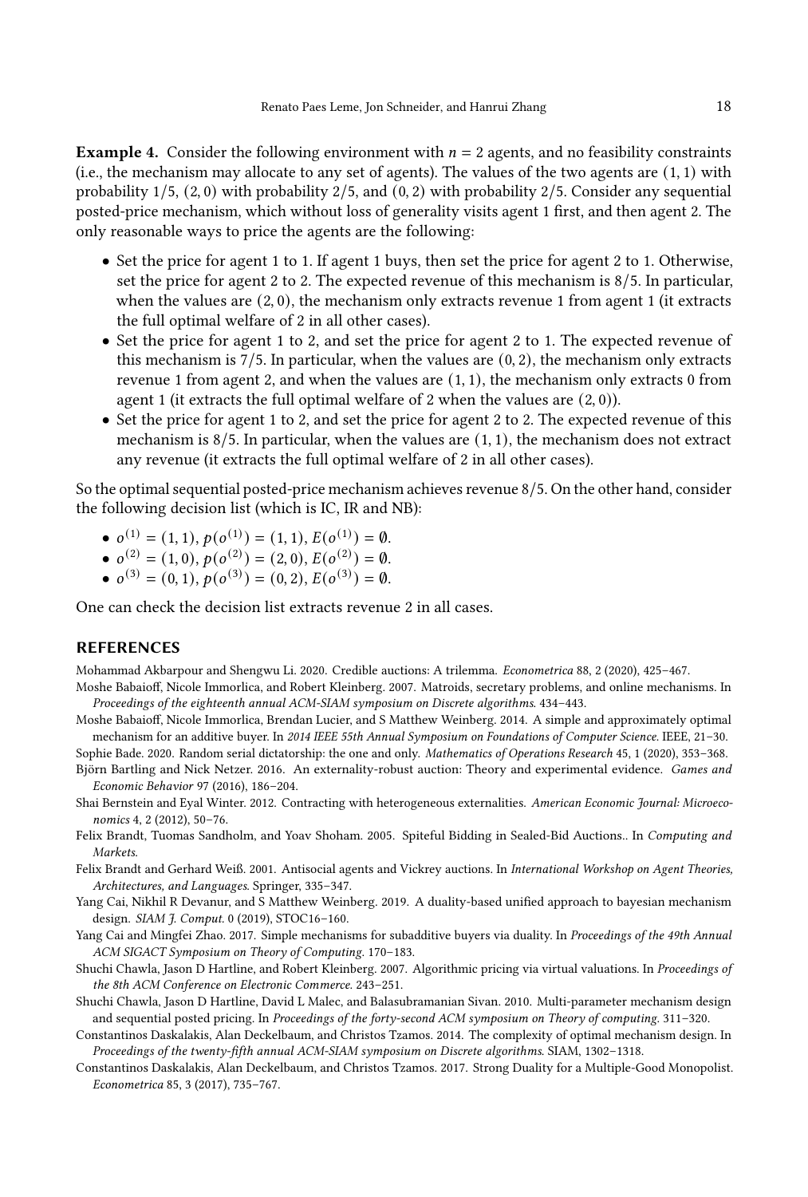**Example 4.** Consider the following environment with $n = 2$ agents, and no feasibility constraints (i.e., the mechanism may allocate to any set of agents). The values of the two agents are $(1, 1)$ with probability $1/5$, $(2, 0)$ with probability $2/5$, and $(0, 2)$ with probability $2/5$. Consider any sequential posted-price mechanism, which without loss of generality visits agent 1 first, and then agent 2. The only reasonable ways to price the agents are the following:

- Set the price for agent 1 to 1. If agent 1 buys, then set the price for agent 2 to 1. Otherwise, set the price for agent 2 to 2. The expected revenue of this mechanism is $8/5$. In particular, when the values are $(2, 0)$, the mechanism only extracts revenue 1 from agent 1 (it extracts the full optimal welfare of 2 in all other cases).
- Set the price for agent 1 to 2, and set the price for agent 2 to 1. The expected revenue of this mechanism is $7/5$. In particular, when the values are $(0, 2)$, the mechanism only extracts revenue 1 from agent 2, and when the values are $(1, 1)$, the mechanism only extracts 0 from agent 1 (it extracts the full optimal welfare of 2 when the values are $(2, 0)$).
- Set the price for agent 1 to 2, and set the price for agent 2 to 2. The expected revenue of this mechanism is $8/5$. In particular, when the values are $(1, 1)$, the mechanism does not extract any revenue (it extracts the full optimal welfare of 2 in all other cases).

So the optimal sequential posted-price mechanism achieves revenue $8/5$. On the other hand, consider the following decision list (which is IC, IR and NB):

- $o^{(1)} = (1, 1)$, $p(o^{(1)}) = (1, 1)$, $E(o^{(1)}) = \emptyset$.
- $o^{(2)} = (1, 0)$, $p(o^{(2)}) = (2, 0)$, $E(o^{(2)}) = \emptyset$.
- $o^{(3)} = (0, 1)$, $p(o^{(3)}) = (0, 2)$, $E(o^{(3)}) = \emptyset$.

One can check the decision list extracts revenue 2 in all cases.

## REFERENCES

Mohammad Akbarpour and Shengwu Li. 2020. Credible auctions: A trilemma. *Econometrica* 88, 2 (2020), 425–467.

Moshe Babaioff, Nicole Immorlica, and Robert Kleinberg. 2007. Matroids, secretary problems, and online mechanisms. In *Proceedings of the eighteenth annual ACM-SIAM symposium on Discrete algorithms*. 434–443.

Moshe Babaioff, Nicole Immorlica, Brendan Lucier, and S Matthew Weinberg. 2014. A simple and approximately optimal mechanism for an additive buyer. In *2014 IEEE 55th Annual Symposium on Foundations of Computer Science*. IEEE, 21–30.

Sophie Bade. 2020. Random serial dictatorship: the one and only. *Mathematics of Operations Research* 45, 1 (2020), 353–368.

Björn Bartling and Nick Netzer. 2016. An externality-robust auction: Theory and experimental evidence. *Games and Economic Behavior* 97 (2016), 186–204.

Shai Bernstein and Eyal Winter. 2012. Contracting with heterogeneous externalities. *American Economic Journal: Microeconomics* 4, 2 (2012), 50–76.

Felix Brandt, Tuomas Sandholm, and Yoav Shoham. 2005. Spiteful Bidding in Sealed-Bid Auctions.. In *Computing and Markets.*

Felix Brandt and Gerhard Weiß. 2001. Antisocial agents and Vickrey auctions. In *International Workshop on Agent Theories, Architectures, and Languages*. Springer, 335–347.

Yang Cai, Nikhil R Devanur, and S Matthew Weinberg. 2019. A duality-based unified approach to bayesian mechanism design. *SIAM J. Comput.* 0 (2019), STOC16–160.

Yang Cai and Mingfei Zhao. 2017. Simple mechanisms for subadditive buyers via duality. In *Proceedings of the 49th Annual ACM SIGACT Symposium on Theory of Computing*. 170–183.

Shuchi Chawla, Jason D Hartline, and Robert Kleinberg. 2007. Algorithmic pricing via virtual valuations. In *Proceedings of the 8th ACM Conference on Electronic Commerce*. 243–251.

Shuchi Chawla, Jason D Hartline, David L Malec, and Balasubramanian Sivan. 2010. Multi-parameter mechanism design and sequential posted pricing. In *Proceedings of the forty-second ACM symposium on Theory of computing*. 311–320.

Constantinos Daskalakis, Alan Deckelbaum, and Christos Tzamos. 2014. The complexity of optimal mechanism design. In *Proceedings of the twenty-fifth annual ACM-SIAM symposium on Discrete algorithms*. SIAM, 1302–1318.

Constantinos Daskalakis, Alan Deckelbaum, and Christos Tzamos. 2017. Strong Duality for a Multiple-Good Monopolist. *Econometrica* 85, 3 (2017), 735–767.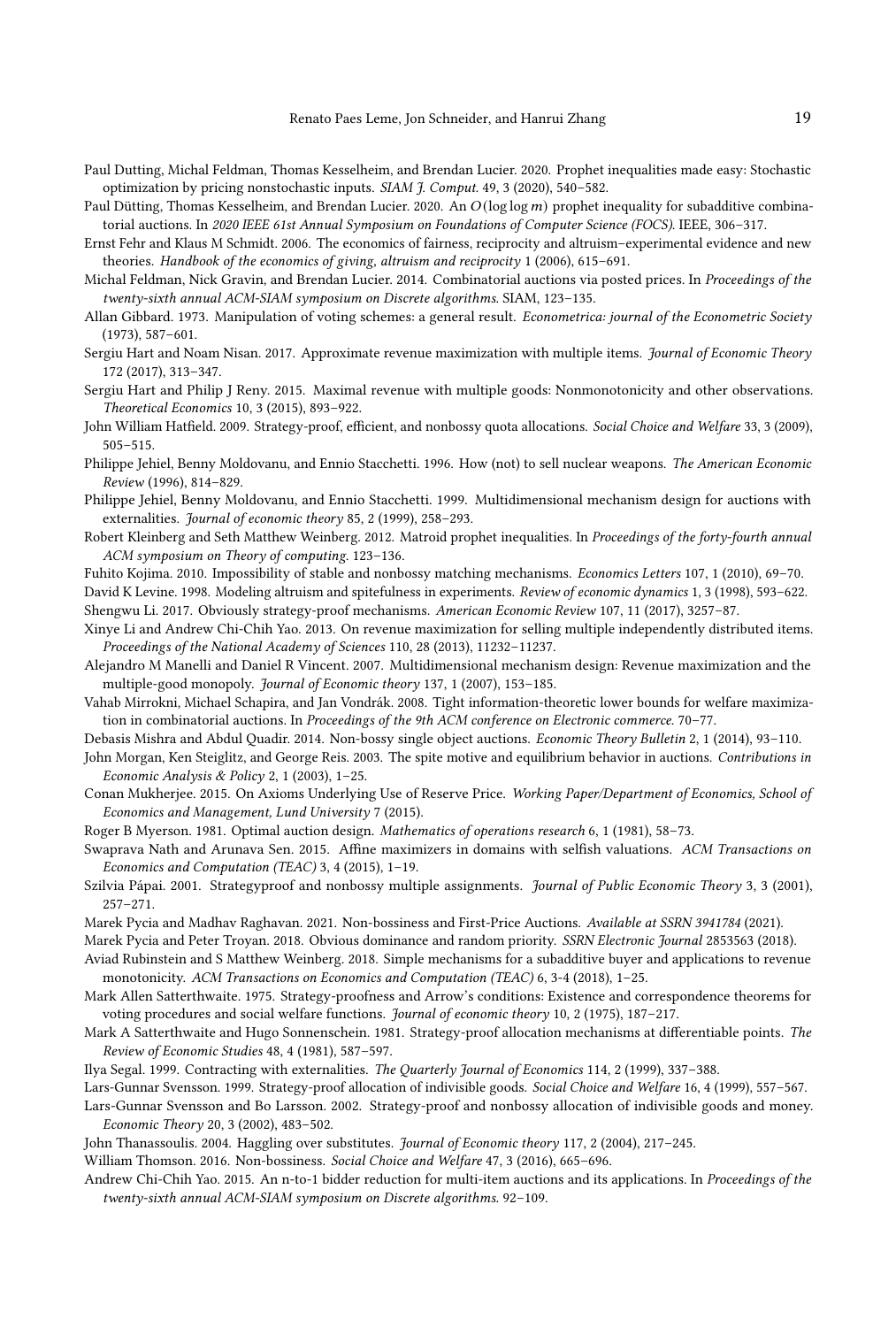Paul Dutting, Michal Feldman, Thomas Kesselheim, and Brendan Lucier. 2020. Prophet inequalities made easy: Stochastic optimization by pricing nonstochastic inputs. *SIAM J. Comput.* 49, 3 (2020), 540–582.

Paul Dütting, Thomas Kesselheim, and Brendan Lucier. 2020. An $O(\log \log m)$ prophet inequality for subadditive combinatorial auctions. In *2020 IEEE 61st Annual Symposium on Foundations of Computer Science (FOCS)*. IEEE, 306–317.

Ernst Fehr and Klaus M Schmidt. 2006. The economics of fairness, reciprocity and altruism–experimental evidence and new theories. *Handbook of the economics of giving, altruism and reciprocity* 1 (2006), 615–691.

Michal Feldman, Nick Gravin, and Brendan Lucier. 2014. Combinatorial auctions via posted prices. In *Proceedings of the twenty-sixth annual ACM-SIAM symposium on Discrete algorithms*. SIAM, 123–135.

Allan Gibbard. 1973. Manipulation of voting schemes: a general result. *Econometrica: journal of the Econometric Society* (1973), 587–601.

Sergiu Hart and Noam Nisan. 2017. Approximate revenue maximization with multiple items. *Journal of Economic Theory* 172 (2017), 313–347.

Sergiu Hart and Philip J Reny. 2015. Maximal revenue with multiple goods: Nonmonotonicity and other observations. *Theoretical Economics* 10, 3 (2015), 893–922.

John William Hatfield. 2009. Strategy-proof, efficient, and nonbossy quota allocations. *Social Choice and Welfare* 33, 3 (2009), 505–515.

Philippe Jehiel, Benny Moldovanu, and Ennio Stacchetti. 1996. How (not) to sell nuclear weapons. *The American Economic Review* (1996), 814–829.

Philippe Jehiel, Benny Moldovanu, and Ennio Stacchetti. 1999. Multidimensional mechanism design for auctions with externalities. *Journal of economic theory* 85, 2 (1999), 258–293.

Robert Kleinberg and Seth Matthew Weinberg. 2012. Matroid prophet inequalities. In *Proceedings of the forty-fourth annual ACM symposium on Theory of computing*. 123–136.

Fuhito Kojima. 2010. Impossibility of stable and nonbossy matching mechanisms. *Economics Letters* 107, 1 (2010), 69–70.

David K Levine. 1998. Modeling altruism and spitefulness in experiments. *Review of economic dynamics* 1, 3 (1998), 593–622.

Shengwu Li. 2017. Obviously strategy-proof mechanisms. *American Economic Review* 107, 11 (2017), 3257–87.

Xinye Li and Andrew Chi-Chih Yao. 2013. On revenue maximization for selling multiple independently distributed items. *Proceedings of the National Academy of Sciences* 110, 28 (2013), 11232–11237.

Alejandro M Manelli and Daniel R Vincent. 2007. Multidimensional mechanism design: Revenue maximization and the multiple-good monopoly. *Journal of Economic theory* 137, 1 (2007), 153–185.

Vahab Mirrokni, Michael Schapira, and Jan Vondrák. 2008. Tight information-theoretic lower bounds for welfare maximization in combinatorial auctions. In *Proceedings of the 9th ACM conference on Electronic commerce*. 70–77.

Debasis Mishra and Abdul Quadir. 2014. Non-bossy single object auctions. *Economic Theory Bulletin* 2, 1 (2014), 93–110.

John Morgan, Ken Steiglitz, and George Reis. 2003. The spite motive and equilibrium behavior in auctions. *Contributions in Economic Analysis & Policy* 2, 1 (2003), 1–25.

Conan Mukherjee. 2015. On Axioms Underlying Use of Reserve Price. *Working Paper/Department of Economics, School of Economics and Management, Lund University* 7 (2015).

Roger B Myerson. 1981. Optimal auction design. *Mathematics of operations research* 6, 1 (1981), 58–73.

Swaprava Nath and Arunava Sen. 2015. Affine maximizers in domains with selfish valuations. *ACM Transactions on Economics and Computation (TEAC)* 3, 4 (2015), 1–19.

Szilvia Pápai. 2001. Strategyproof and nonbossy multiple assignments. *Journal of Public Economic Theory* 3, 3 (2001), 257–271.

Marek Pycia and Madhav Raghavan. 2021. Non-bossiness and First-Price Auctions. *Available at SSRN 3941784* (2021).

Marek Pycia and Peter Troyan. 2018. Obvious dominance and random priority. *SSRN Electronic Journal* 2853563 (2018).

Aviad Rubinstein and S Matthew Weinberg. 2018. Simple mechanisms for a subadditive buyer and applications to revenue monotonicity. *ACM Transactions on Economics and Computation (TEAC)* 6, 3-4 (2018), 1–25.

Mark Allen Satterthwaite. 1975. Strategy-proofness and Arrow's conditions: Existence and correspondence theorems for voting procedures and social welfare functions. *Journal of economic theory* 10, 2 (1975), 187–217.

Mark A Satterthwaite and Hugo Sonnenschein. 1981. Strategy-proof allocation mechanisms at differentiable points. *The Review of Economic Studies* 48, 4 (1981), 587–597.

Ilya Segal. 1999. Contracting with externalities. *The Quarterly Journal of Economics* 114, 2 (1999), 337–388.

Lars-Gunnar Svensson. 1999. Strategy-proof allocation of indivisible goods. *Social Choice and Welfare* 16, 4 (1999), 557–567.

Lars-Gunnar Svensson and Bo Larsson. 2002. Strategy-proof and nonbossy allocation of indivisible goods and money. *Economic Theory* 20, 3 (2002), 483–502.

John Thanassoulis. 2004. Haggling over substitutes. *Journal of Economic theory* 117, 2 (2004), 217–245.

William Thomson. 2016. Non-bossiness. *Social Choice and Welfare* 47, 3 (2016), 665–696.

Andrew Chi-Chih Yao. 2015. An n-to-1 bidder reduction for multi-item auctions and its applications. In *Proceedings of the twenty-sixth annual ACM-SIAM symposium on Discrete algorithms*. 92–109.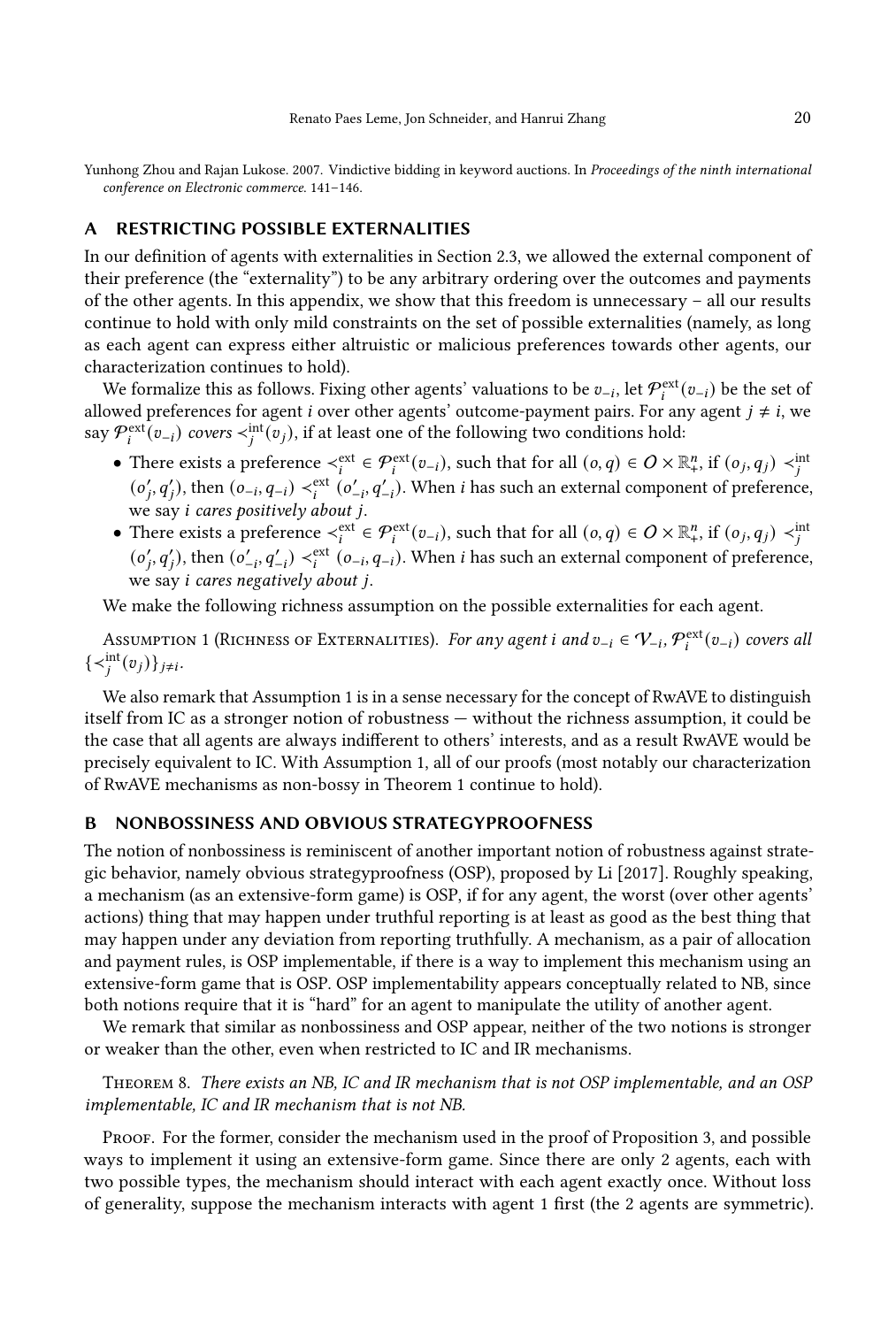Yunhong Zhou and Rajan Lukose. 2007. Vindictive bidding in keyword auctions. In *Proceedings of the ninth international conference on Electronic commerce*. 141–146.

## A RESTRICTING POSSIBLE EXTERNALITIES

In our definition of agents with externalities in Section 2.3, we allowed the external component of their preference (the "externality") to be any arbitrary ordering over the outcomes and payments of the other agents. In this appendix, we show that this freedom is unnecessary – all our results continue to hold with only mild constraints on the set of possible externalities (namely, as long as each agent can express either altruistic or malicious preferences towards other agents, our characterization continues to hold).

We formalize this as follows. Fixing other agents' valuations to be $v_{-i}$, let $\mathcal{P}_i^{\text{ext}}(v_{-i})$ be the set of allowed preferences for agent $i$ over other agents' outcome-payment pairs. For any agent $j \neq i$, we say $\mathcal{P}_i^{\text{ext}}(v_{-i})$ *covers* $\prec_j^{\text{int}}(v_j)$, if at least one of the following two conditions hold:

- There exists a preference $\prec_i^{\text{ext}} \in \mathcal{P}_i^{\text{ext}}(v_{-i})$, such that for all $(o, q) \in O \times \mathbb{R}_+^n$, if $(o_j, q_j) \prec_j^{\text{int}} (o'_j, q'_j)$, then $(o_{-i}, q_{-i}) \prec_i^{\text{ext}} (o'_{-i}, q'_{-i})$. When $i$ has such an external component of preference, we say *i cares positively about j*.
- There exists a preference $\prec_i^{\text{ext}} \in \mathcal{P}_i^{\text{ext}}(v_{-i})$, such that for all $(o, q) \in O \times \mathbb{R}_+^n$, if $(o_j, q_j) \prec_j^{\text{int}} (o'_j, q'_j)$, then $(o'_{-i}, q'_{-i}) \prec_i^{\text{ext}} (o_{-i}, q_{-i})$. When $i$ has such an external component of preference, we say *i cares negatively about j*.

We make the following richness assumption on the possible externalities for each agent.

Assumption 1 (Richness of Externalities). *For any agent $i$ and $v_{-i} \in \mathcal{V}_{-i}$, $\mathcal{P}_i^{\text{ext}}(v_{-i})$ covers all $\{\prec_j^{\text{int}}(v_j)\}_{j \neq i}$.*

We also remark that Assumption 1 is in a sense necessary for the concept of RwAVE to distinguish itself from IC as a stronger notion of robustness — without the richness assumption, it could be the case that all agents are always indifferent to others' interests, and as a result RwAVE would be precisely equivalent to IC. With Assumption 1, all of our proofs (most notably our characterization of RwAVE mechanisms as non-bossy in Theorem 1 continue to hold).

## B NONBOSSINESS AND OBVIOUS STRATEGYPROOFNESS

The notion of nonbossiness is reminiscent of another important notion of robustness against strategic behavior, namely obvious strategyproofness (OSP), proposed by Li [2017]. Roughly speaking, a mechanism (as an extensive-form game) is OSP, if for any agent, the worst (over other agents' actions) thing that may happen under truthful reporting is at least as good as the best thing that may happen under any deviation from reporting truthfully. A mechanism, as a pair of allocation and payment rules, is OSP implementable, if there is a way to implement this mechanism using an extensive-form game that is OSP. OSP implementability appears conceptually related to NB, since both notions require that it is "hard" for an agent to manipulate the utility of another agent.

We remark that similar as nonbossiness and OSP appear, neither of the two notions is stronger or weaker than the other, even when restricted to IC and IR mechanisms.

Theorem 8. *There exists an NB, IC and IR mechanism that is not OSP implementable, and an OSP implementable, IC and IR mechanism that is not NB.*

Proof. For the former, consider the mechanism used in the proof of Proposition 3, and possible ways to implement it using an extensive-form game. Since there are only 2 agents, each with two possible types, the mechanism should interact with each agent exactly once. Without loss of generality, suppose the mechanism interacts with agent 1 first (the 2 agents are symmetric).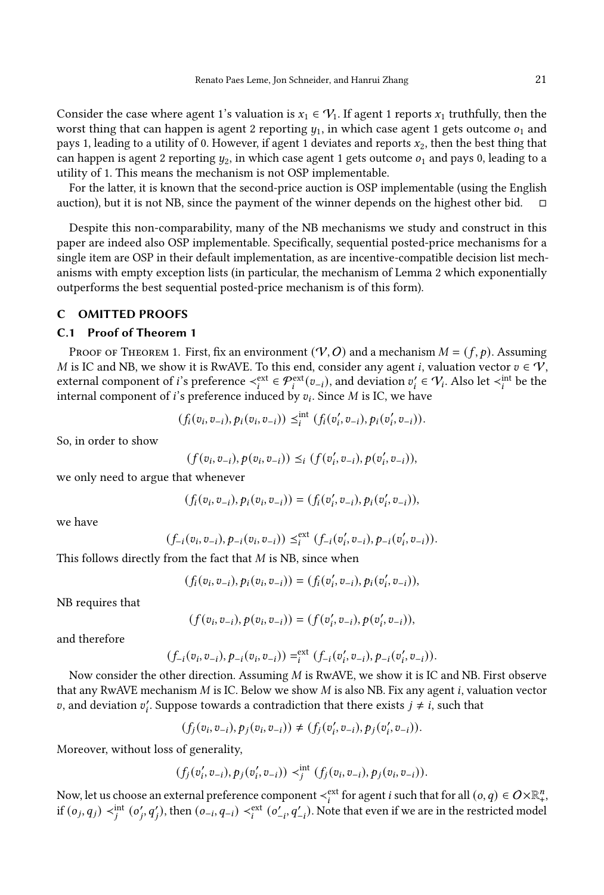Consider the case where agent 1's valuation is $x_1 \in \mathcal{V}_1$. If agent 1 reports $x_1$ truthfully, then the worst thing that can happen is agent 2 reporting $y_1$, in which case agent 1 gets outcome $o_1$ and pays 1, leading to a utility of 0. However, if agent 1 deviates and reports $x_2$, then the best thing that can happen is agent 2 reporting $y_2$, in which case agent 1 gets outcome $o_1$ and pays 0, leading to a utility of 1. This means the mechanism is not OSP implementable.

For the latter, it is known that the second-price auction is OSP implementable (using the English auction), but it is not NB, since the payment of the winner depends on the highest other bid. □

Despite this non-comparability, many of the NB mechanisms we study and construct in this paper are indeed also OSP implementable. Specifically, sequential posted-price mechanisms for a single item are OSP in their default implementation, as are incentive-compatible decision list mechanisms with empty exception lists (in particular, the mechanism of Lemma 2 which exponentially outperforms the best sequential posted-price mechanism is of this form).

## C OMITTED PROOFS

### C.1 Proof of Theorem 1

Proof of Theorem 1. First, fix an environment $(\mathcal{V}, \mathcal{O})$ and a mechanism $M = (f, p)$. Assuming $M$ is IC and NB, we show it is RwAVE. To this end, consider any agent $i$, valuation vector $v \in \mathcal{V}$, external component of $i$'s preference $\prec_i^{\text{ext}} \in \mathcal{P}_i^{\text{ext}}(v_{-i})$, and deviation $v_i' \in \mathcal{V}_i$. Also let $\prec_i^{\text{int}}$ be the internal component of $i$'s preference induced by $v_i$. Since $M$ is IC, we have

$$(f_i(v_i, v_{-i}), p_i(v_i, v_{-i})) \preceq_i^{\text{int}} (f_i(v_i', v_{-i}), p_i(v_i', v_{-i})).$$

So, in order to show

$$(f(v_i, v_{-i}), p(v_i, v_{-i})) \preceq_i (f(v_i', v_{-i}), p(v_i', v_{-i})),$$

we only need to argue that whenever

$$(f_i(v_i, v_{-i}), p_i(v_i, v_{-i})) = (f_i(v_i', v_{-i}), p_i(v_i', v_{-i})),$$

we have

$$(f_{-i}(v_i, v_{-i}), p_{-i}(v_i, v_{-i})) \preceq_i^{\text{ext}} (f_{-i}(v_i', v_{-i}), p_{-i}(v_i', v_{-i})).$$

This follows directly from the fact that $M$ is NB, since when

$$(f_i(v_i, v_{-i}), p_i(v_i, v_{-i})) = (f_i(v_i', v_{-i}), p_i(v_i', v_{-i})),$$

NB requires that

$$(f(v_i, v_{-i}), p(v_i, v_{-i})) = (f(v_i', v_{-i}), p(v_i', v_{-i})),$$

and therefore

$$(f_{-i}(v_i, v_{-i}), p_{-i}(v_i, v_{-i})) =_i^{\text{ext}} (f_{-i}(v_i', v_{-i}), p_{-i}(v_i', v_{-i})).$$

Now consider the other direction. Assuming $M$ is RwAVE, we show it is IC and NB. First observe that any RwAVE mechanism $M$ is IC. Below we show $M$ is also NB. Fix any agent $i$, valuation vector $v$, and deviation $v_i'$. Suppose towards a contradiction that there exists $j \neq i$, such that

$$(f_j(v_i, v_{-i}), p_j(v_i, v_{-i})) \neq (f_j(v_i', v_{-i}), p_j(v_i', v_{-i})).$$

Moreover, without loss of generality,

$$(f_j(v_i', v_{-i}), p_j(v_i', v_{-i})) \prec_j^{\text{int}} (f_j(v_i, v_{-i}), p_j(v_i, v_{-i})).$$

Now, let us choose an external preference component $\prec_i^{\text{ext}}$ for agent $i$ such that for all $(o, q) \in \mathcal{O} \times \mathbb{R}_+^n$, if $(o_j, q_j) \prec_j^{\text{int}} (o_j', q_j')$, then $(o_{-i}, q_{-i}) \prec_i^{\text{ext}} (o_{-i}', q_{-i}')$. Note that even if we are in the restricted model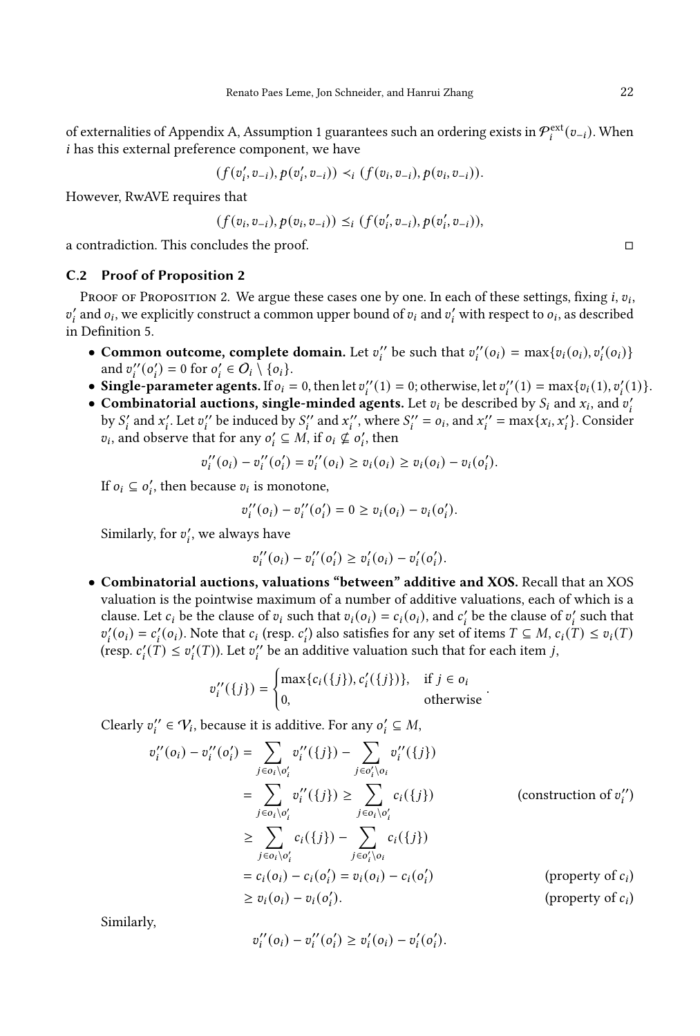of externalities of Appendix A, Assumption 1 guarantees such an ordering exists in $\mathcal{P}_i^{\text{ext}}(v_{-i})$. When $i$ has this external preference component, we have

$$(f(v_i', v_{-i}), p(v_i', v_{-i})) \prec_i (f(v_i, v_{-i}), p(v_i, v_{-i})).$$

However, RwAVE requires that

$$(f(v_i, v_{-i}), p(v_i, v_{-i})) \preceq_i (f(v_i', v_{-i}), p(v_i', v_{-i})),$$

a contradiction. This concludes the proof. $\square$

### C.2 Proof of Proposition 2

Proof of Proposition 2. We argue these cases one by one. In each of these settings, fixing $i$, $v_i$, $v_i'$ and $o_i$, we explicitly construct a common upper bound of $v_i$ and $v_i'$ with respect to $o_i$, as described in Definition 5.

- **Common outcome, complete domain.** Let $v_i''$ be such that $v_i''(o_i) = \max\{v_i(o_i), v_i'(o_i)\}$ and $v_i''(o_i') = 0$ for $o_i' \in \mathcal{O}_i \setminus \{o_i\}$.
- **Single-parameter agents.** If $o_i = 0$, then let $v_i''(1) = 0$; otherwise, let $v_i''(1) = \max\{v_i(1), v_i'(1)\}$.
- **Combinatorial auctions, single-minded agents.** Let $v_i$ be described by $S_i$ and $x_i$, and $v_i'$ by $S_i'$ and $x_i'$. Let $v_i''$ be induced by $S_i''$ and $x_i''$, where $S_i'' = o_i$, and $x_i'' = \max\{x_i, x_i'\}$. Consider $v_i$, and observe that for any $o_i' \subseteq M$, if $o_i \not\subseteq o_i'$, then

$$v_i''(o_i) - v_i''(o_i') = v_i''(o_i) \geq v_i(o_i) \geq v_i(o_i) - v_i(o_i').$$

  If $o_i \subseteq o_i'$, then because $v_i$ is monotone,

$$v_i''(o_i) - v_i''(o_i') = 0 \geq v_i(o_i) - v_i(o_i').$$

  Similarly, for $v_i'$, we always have

$$v_i''(o_i) - v_i''(o_i') \geq v_i'(o_i) - v_i'(o_i').$$

- **Combinatorial auctions, valuations "between" additive and XOS.** Recall that an XOS valuation is the pointwise maximum of a number of additive valuations, each of which is a clause. Let $c_i$ be the clause of $v_i$ such that $v_i(o_i) = c_i(o_i)$, and $c_i'$ be the clause of $v_i'$ such that $v_i'(o_i) = c_i'(o_i)$. Note that $c_i$ (resp. $c_i'$) also satisfies for any set of items $T \subseteq M$, $c_i(T) \leq v_i(T)$ (resp. $c_i'(T) \leq v_i'(T)$). Let $v_i''$ be an additive valuation such that for each item $j$,

$$v_i''(\{j\}) = \begin{cases} \max\{c_i(\{j\}), c_i'(\{j\})\}, & \text{if } j \in o_i \\ 0, & \text{otherwise} \end{cases}.$$

  Clearly $v_i'' \in \mathcal{V}_i$, because it is additive. For any $o_i' \subseteq M$,

$$\begin{aligned}
v_i''(o_i) - v_i''(o_i') &= \sum_{j \in o_i \setminus o_i'} v_i''(\{j\}) - \sum_{j \in o_i' \setminus o_i} v_i''(\{j\}) \\
&= \sum_{j \in o_i \setminus o_i'} v_i''(\{j\}) \geq \sum_{j \in o_i \setminus o_i'} c_i(\{j\}) && \text{(construction of } v_i''\text{)} \\
&\geq \sum_{j \in o_i \setminus o_i'} c_i(\{j\}) - \sum_{j \in o_i' \setminus o_i} c_i(\{j\}) \\
&= c_i(o_i) - c_i(o_i') = v_i(o_i) - c_i(o_i') && \text{(property of } c_i\text{)} \\
&\geq v_i(o_i) - v_i(o_i'). && \text{(property of } c_i\text{)}
\end{aligned}$$

  Similarly,

$$v_i''(o_i) - v_i''(o_i') \geq v_i'(o_i) - v_i'(o_i').$$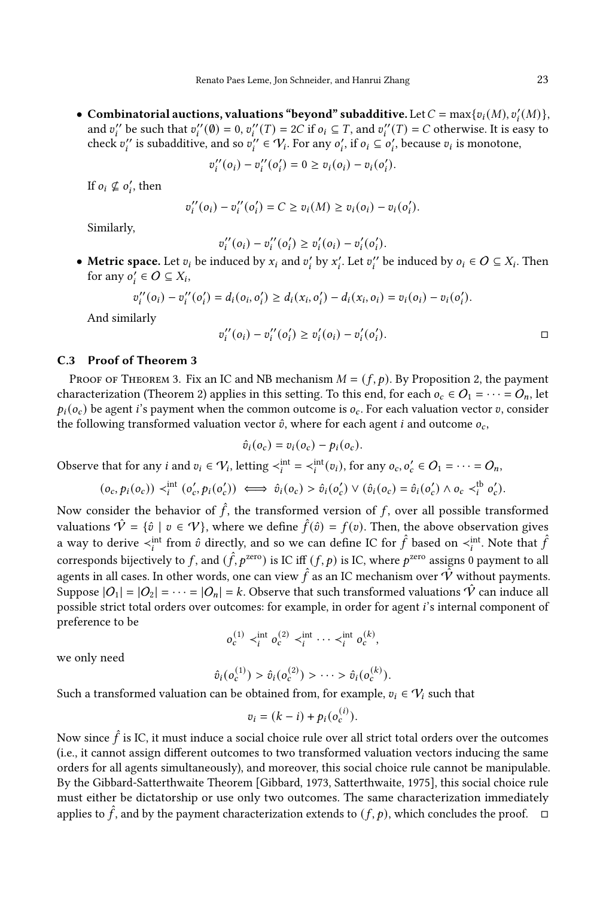- **Combinatorial auctions, valuations "beyond" subadditive.** Let $C = \max\{v_i(M), v'_i(M)\}$, and $v''_i$ be such that $v''_i(\emptyset) = 0$, $v''_i(T) = 2C$ if $o_i \subseteq T$, and $v''_i(T) = C$ otherwise. It is easy to check $v''_i$ is subadditive, and so $v''_i \in \mathcal{V}_i$. For any $o'_i$, if $o_i \subseteq o'_i$, because $v_i$ is monotone,

$$v''_i(o_i) - v''_i(o'_i) = 0 \geq v_i(o_i) - v_i(o'_i).$$

If $o_i \not\subseteq o'_i$, then

$$v''_i(o_i) - v''_i(o'_i) = C \geq v_i(M) \geq v_i(o_i) - v_i(o'_i).$$

Similarly,

$$v''_i(o_i) - v''_i(o'_i) \geq v'_i(o_i) - v'_i(o'_i).$$

- **Metric space.** Let $v_i$ be induced by $x_i$ and $v'_i$ by $x'_i$. Let $v''_i$ be induced by $o_i \in O \subseteq X_i$. Then for any $o'_i \in O \subseteq X_i$,

$$v''_i(o_i) - v''_i(o'_i) = d_i(o_i, o'_i) \geq d_i(x_i, o'_i) - d_i(x_i, o_i) = v_i(o_i) - v_i(o'_i).$$

And similarly

$$v''_i(o_i) - v''_i(o'_i) \geq v'_i(o_i) - v'_i(o'_i). \qquad \square$$

### C.3 Proof of Theorem 3

Proof of Theorem 3. Fix an IC and NB mechanism $M = (f, p)$. By Proposition 2, the payment characterization (Theorem 2) applies in this setting. To this end, for each $o_c \in O_1 = \cdots = O_n$, let $p_i(o_c)$ be agent $i$'s payment when the common outcome is $o_c$. For each valuation vector $v$, consider the following transformed valuation vector $\hat{v}$, where for each agent $i$ and outcome $o_c$,

$$\hat{v}_i(o_c) = v_i(o_c) - p_i(o_c).$$

Observe that for any $i$ and $v_i \in \mathcal{V}_i$, letting $\prec_i^{\text{int}} = \prec_i^{\text{int}}(v_i)$, for any $o_c, o'_c \in O_1 = \cdots = O_n$,

$$(o_c, p_i(o_c)) \prec_i^{\text{int}} (o'_c, p_i(o'_c)) \iff \hat{v}_i(o_c) > \hat{v}_i(o'_c) \vee (\hat{v}_i(o_c) = \hat{v}_i(o'_c) \wedge o_c \prec_i^{\text{tb}} o'_c).$$

Now consider the behavior of $\hat{f}$, the transformed version of $f$, over all possible transformed valuations $\hat{\mathcal{V}} = \{\hat{v} \mid v \in \mathcal{V}\}$, where we define $\hat{f}(\hat{v}) = f(v)$. Then, the above observation gives a way to derive $\prec_i^{\text{int}}$ from $\hat{v}$ directly, and so we can define IC for $\hat{f}$ based on $\prec_i^{\text{int}}$. Note that $\hat{f}$ corresponds bijectively to $f$, and $(\hat{f}, p^{\text{zero}})$ is IC iff $(f, p)$ is IC, where $p^{\text{zero}}$ assigns 0 payment to all agents in all cases. In other words, one can view $\hat{f}$ as an IC mechanism over $\hat{\mathcal{V}}$ without payments. Suppose $|O_1| = |O_2| = \cdots = |O_n| = k$. Observe that such transformed valuations $\hat{\mathcal{V}}$ can induce all possible strict total orders over outcomes: for example, in order for agent $i$'s internal component of preference to be

$$o_c^{(1)} \prec_i^{\text{int}} o_c^{(2)} \prec_i^{\text{int}} \cdots \prec_i^{\text{int}} o_c^{(k)},$$

we only need

$$\hat{v}_i(o_c^{(1)}) > \hat{v}_i(o_c^{(2)}) > \cdots > \hat{v}_i(o_c^{(k)}).$$

Such a transformed valuation can be obtained from, for example, $v_i \in \mathcal{V}_i$ such that

$$v_i = (k - i) + p_i(o_c^{(i)}).$$

Now since $\hat{f}$ is IC, it must induce a social choice rule over all strict total orders over the outcomes (i.e., it cannot assign different outcomes to two transformed valuation vectors inducing the same orders for all agents simultaneously), and moreover, this social choice rule cannot be manipulable. By the Gibbard-Satterthwaite Theorem [Gibbard, 1973, Satterthwaite, 1975], this social choice rule must either be dictatorship or use only two outcomes. The same characterization immediately applies to $\hat{f}$, and by the payment characterization extends to $(f, p)$, which concludes the proof. $\square$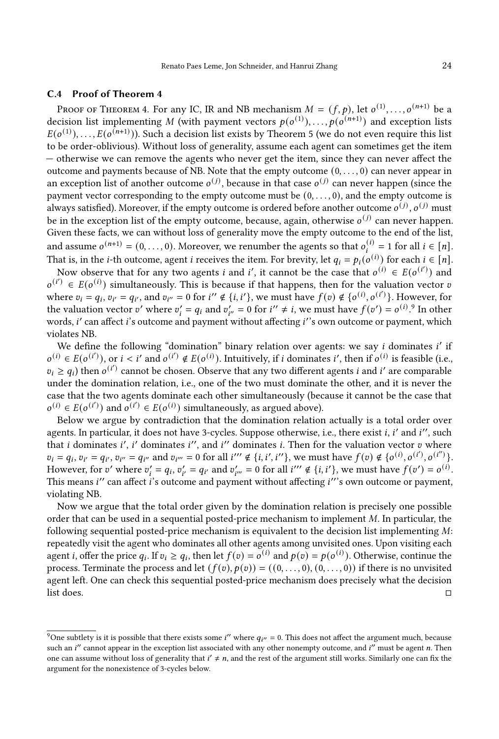### C.4 Proof of Theorem 4

Proof of Theorem 4. For any IC, IR and NB mechanism $M = (f, p)$, let $o^{(1)}, \ldots, o^{(n+1)}$ be a decision list implementing $M$ (with payment vectors $p(o^{(1)}), \ldots, p(o^{(n+1)})$ and exception lists $E(o^{(1)}), \ldots, E(o^{(n+1)})$). Such a decision list exists by Theorem 5 (we do not even require this list to be order-oblivious). Without loss of generality, assume each agent can sometimes get the item — otherwise we can remove the agents who never get the item, since they can never affect the outcome and payments because of NB. Note that the empty outcome $(0, \ldots, 0)$ can never appear in an exception list of another outcome $o^{(j)}$, because in that case $o^{(j)}$ can never happen (since the payment vector corresponding to the empty outcome must be $(0, \ldots, 0)$, and the empty outcome is always satisfied). Moreover, if the empty outcome is ordered before another outcome $o^{(j)}$, $o^{(j)}$ must be in the exception list of the empty outcome, because, again, otherwise $o^{(j)}$ can never happen. Given these facts, we can without loss of generality move the empty outcome to the end of the list, and assume $o^{(n+1)} = (0, \ldots, 0)$. Moreover, we renumber the agents so that $o^{(i)}_i = 1$ for all $i \in [n]$. That is, in the $i$-th outcome, agent $i$ receives the item. For brevity, let $q_i = p_i(o^{(i)})$ for each $i \in [n]$.

Now observe that for any two agents $i$ and $i'$, it cannot be the case that $o^{(i)} \in E(o^{(i')})$ and $o^{(i')} \in E(o^{(i)})$ simultaneously. This is because if that happens, then for the valuation vector $v$ where $v_i = q_i$, $v_{i'} = q_{i'}$, and $v_{i''} = 0$ for $i'' \notin \{i, i'\}$, we must have $f(v) \notin \{o^{(i)}, o^{(i')}\}$. However, for the valuation vector $v'$ where $v'_i = q_i$ and $v'_{i''} = 0$ for $i'' \neq i$, we must have $f(v') = o^{(i)}$.[9] In other words, $i'$ can affect $i$'s outcome and payment without affecting $i'$'s own outcome or payment, which violates NB.

We define the following "domination" binary relation over agents: we say $i$ dominates $i'$ if $o^{(i)} \in E(o^{(i')})$, or $i < i'$ and $o^{(i')} \notin E(o^{(i)})$. Intuitively, if $i$ dominates $i'$, then if $o^{(i)}$ is feasible (i.e., $v_i \geq q_i$) then $o^{(i')}$ cannot be chosen. Observe that any two different agents $i$ and $i'$ are comparable under the domination relation, i.e., one of the two must dominate the other, and it is never the case that the two agents dominate each other simultaneously (because it cannot be the case that $o^{(i)} \in E(o^{(i')})$ and $o^{(i')} \in E(o^{(i)})$ simultaneously, as argued above).

Below we argue by contradiction that the domination relation actually is a total order over agents. In particular, it does not have 3-cycles. Suppose otherwise, i.e., there exist $i$, $i'$ and $i''$, such that $i$ dominates $i'$, $i'$ dominates $i''$, and $i''$ dominates $i$. Then for the valuation vector $v$ where $v_i = q_i$, $v_{i'} = q_{i'}$, $v_{i''} = q_{i''}$ and $v_{i'''} = 0$ for all $i''' \notin \{i, i', i''\}$, we must have $f(v) \notin \{o^{(i)}, o^{(i')}, o^{(i'')}\}$. However, for $v'$ where $v'_i = q_i$, $v'_{i'} = q_{i'}$ and $v'_{i'''} = 0$ for all $i''' \notin \{i, i'\}$, we must have $f(v') = o^{(i)}$. This means $i''$ can affect $i$'s outcome and payment without affecting $i''$'s own outcome or payment, violating NB.

Now we argue that the total order given by the domination relation is precisely one possible order that can be used in a sequential posted-price mechanism to implement $M$. In particular, the following sequential posted-price mechanism is equivalent to the decision list implementing $M$: repeatedly visit the agent who dominates all other agents among unvisited ones. Upon visiting each agent $i$, offer the price $q_i$. If $v_i \geq q_i$, then let $f(v) = o^{(i)}$ and $p(v) = p(o^{(i)})$. Otherwise, continue the process. Terminate the process and let $(f(v), p(v)) = ((0, \ldots, 0), (0, \ldots, 0))$ if there is no unvisited agent left. One can check this sequential posted-price mechanism does precisely what the decision list does. □

[9] One subtlety is it is possible that there exists some $i''$ where $q_{i''} = 0$. This does not affect the argument much, because such an $i''$ cannot appear in the exception list associated with any other nonempty outcome, and $i''$ must be agent $n$. Then one can assume without loss of generality that $i' \neq n$, and the rest of the argument still works. Similarly one can fix the argument for the nonexistence of 3-cycles below.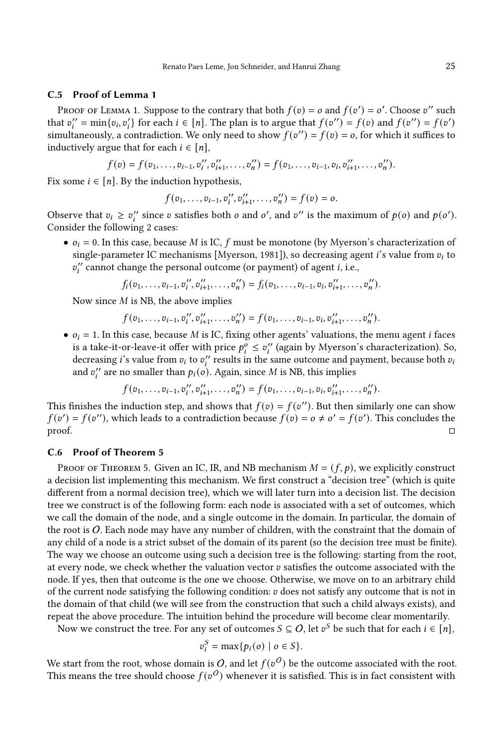### C.5 Proof of Lemma 1

Proof of Lemma 1. Suppose to the contrary that both $f(v) = o$ and $f(v') = o'$. Choose $v''$ such that $v''_i = \min\{v_i, v'_i\}$ for each $i \in [n]$. The plan is to argue that $f(v'') = f(v)$ and $f(v'') = f(v')$ simultaneously, a contradiction. We only need to show $f(v'') = f(v) = o$, for which it suffices to inductively argue that for each $i \in [n]$,

$$f(v) = f(v_1, \ldots, v_{i-1}, v''_i, v''_{i+1}, \ldots, v''_n) = f(v_1, \ldots, v_{i-1}, v_i, v''_{i+1}, \ldots, v''_n).$$

Fix some $i \in [n]$. By the induction hypothesis,

$$f(v_1, \ldots, v_{i-1}, v''_i, v''_{i+1}, \ldots, v''_n) = f(v) = o.$$

Observe that $v_i \geq v''_i$ since $v$ satisfies both $o$ and $o'$, and $v''$ is the maximum of $p(o)$ and $p(o')$. Consider the following 2 cases:

- $o_i = 0$. In this case, because $M$ is IC, $f$ must be monotone (by Myerson's characterization of single-parameter IC mechanisms [Myerson, 1981]), so decreasing agent $i$'s value from $v_i$ to $v''_i$ cannot change the personal outcome (or payment) of agent $i$, i.e.,

$$f_i(v_1, \ldots, v_{i-1}, v''_i, v''_{i+1}, \ldots, v''_n) = f_i(v_1, \ldots, v_{i-1}, v_i, v''_{i+1}, \ldots, v''_n).$$

  Now since $M$ is NB, the above implies

$$f(v_1, \ldots, v_{i-1}, v''_i, v''_{i+1}, \ldots, v''_n) = f(v_1, \ldots, v_{i-1}, v_i, v''_{i+1}, \ldots, v''_n).$$

- $o_i = 1$. In this case, because $M$ is IC, fixing other agents' valuations, the menu agent $i$ faces is a take-it-or-leave-it offer with price $p^o_i \leq v''_i$ (again by Myerson's characterization). So, decreasing $i$'s value from $v_i$ to $v''_i$ results in the same outcome and payment, because both $v_i$ and $v''_i$ are no smaller than $p_i(o)$. Again, since $M$ is NB, this implies

$$f(v_1, \ldots, v_{i-1}, v''_i, v''_{i+1}, \ldots, v''_n) = f(v_1, \ldots, v_{i-1}, v_i, v''_{i+1}, \ldots, v''_n).$$

This finishes the induction step, and shows that $f(v) = f(v'')$. But then similarly one can show $f(v') = f(v'')$, which leads to a contradiction because $f(v) = o \neq o' = f(v')$. This concludes the proof. □

### C.6 Proof of Theorem 5

Proof of Theorem 5. Given an IC, IR, and NB mechanism $M = (f, p)$, we explicitly construct a decision list implementing this mechanism. We first construct a "decision tree" (which is quite different from a normal decision tree), which we will later turn into a decision list. The decision tree we construct is of the following form: each node is associated with a set of outcomes, which we call the domain of the node, and a single outcome in the domain. In particular, the domain of the root is $O$. Each node may have any number of children, with the constraint that the domain of any child of a node is a strict subset of the domain of its parent (so the decision tree must be finite). The way we choose an outcome using such a decision tree is the following: starting from the root, at every node, we check whether the valuation vector $v$ satisfies the outcome associated with the node. If yes, then that outcome is the one we choose. Otherwise, we move on to an arbitrary child of the current node satisfying the following condition: $v$ does not satisfy any outcome that is not in the domain of that child (we will see from the construction that such a child always exists), and repeat the above procedure. The intuition behind the procedure will become clear momentarily.

Now we construct the tree. For any set of outcomes $S \subseteq O$, let $v^S$ be such that for each $i \in [n]$,

$$v^S_i = \max\{p_i(o) \mid o \in S\}.$$

We start from the root, whose domain is $O$, and let $f(v^O)$ be the outcome associated with the root. This means the tree should choose $f(v^O)$ whenever it is satisfied. This is in fact consistent with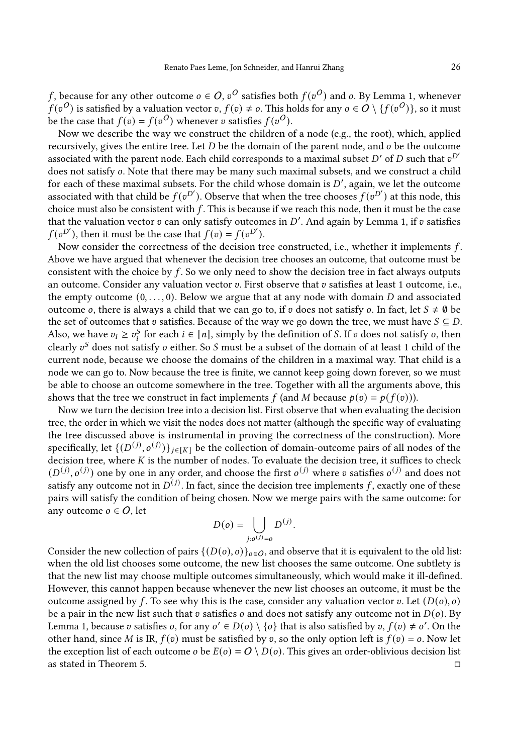$f$, because for any other outcome $o \in \mathcal{O}$, $v^{\mathcal{O}}$ satisfies both $f(v^{\mathcal{O}})$ and $o$. By Lemma 1, whenever $f(v^{\mathcal{O}})$ is satisfied by a valuation vector $v$, $f(v) \neq o$. This holds for any $o \in \mathcal{O} \setminus \{f(v^{\mathcal{O}})\}$, so it must be the case that $f(v) = f(v^{\mathcal{O}})$ whenever $v$ satisfies $f(v^{\mathcal{O}})$.

Now we describe the way we construct the children of a node (e.g., the root), which, applied recursively, gives the entire tree. Let $D$ be the domain of the parent node, and $o$ be the outcome associated with the parent node. Each child corresponds to a maximal subset $D'$ of $D$ such that $v^{D'}$ does not satisfy $o$. Note that there may be many such maximal subsets, and we construct a child for each of these maximal subsets. For the child whose domain is $D'$, again, we let the outcome associated with that child be $f(v^{D'})$. Observe that when the tree chooses $f(v^{D'})$ at this node, this choice must also be consistent with $f$. This is because if we reach this node, then it must be the case that the valuation vector $v$ can only satisfy outcomes in $D'$. And again by Lemma 1, if $v$ satisfies $f(v^{D'})$, then it must be the case that $f(v) = f(v^{D'})$.

Now consider the correctness of the decision tree constructed, i.e., whether it implements $f$. Above we have argued that whenever the decision tree chooses an outcome, that outcome must be consistent with the choice by $f$. So we only need to show the decision tree in fact always outputs an outcome. Consider any valuation vector $v$. First observe that $v$ satisfies at least 1 outcome, i.e., the empty outcome $(0, \ldots, 0)$. Below we argue that at any node with domain $D$ and associated outcome $o$, there is always a child that we can go to, if $v$ does not satisfy $o$. In fact, let $S \neq \emptyset$ be the set of outcomes that $v$ satisfies. Because of the way we go down the tree, we must have $S \subseteq D$. Also, we have $v_i \geq v_i^S$ for each $i \in [n]$, simply by the definition of $S$. If $v$ does not satisfy $o$, then clearly $v^S$ does not satisfy $o$ either. So $S$ must be a subset of the domain of at least 1 child of the current node, because we choose the domains of the children in a maximal way. That child is a node we can go to. Now because the tree is finite, we cannot keep going down forever, so we must be able to choose an outcome somewhere in the tree. Together with all the arguments above, this shows that the tree we construct in fact implements $f$ (and $M$ because $p(v) = p(f(v))$).

Now we turn the decision tree into a decision list. First observe that when evaluating the decision tree, the order in which we visit the nodes does not matter (although the specific way of evaluating the tree discussed above is instrumental in proving the correctness of the construction). More specifically, let $\{(D^{(j)}, o^{(j)})\}_{j \in [K]}$ be the collection of domain-outcome pairs of all nodes of the decision tree, where $K$ is the number of nodes. To evaluate the decision tree, it suffices to check $(D^{(j)}, o^{(j)})$ one by one in any order, and choose the first $o^{(j)}$ where $v$ satisfies $o^{(j)}$ and does not satisfy any outcome not in $D^{(j)}$. In fact, since the decision tree implements $f$, exactly one of these pairs will satisfy the condition of being chosen. Now we merge pairs with the same outcome: for any outcome $o \in \mathcal{O}$, let

$$D(o) = \bigcup_{j : o^{(j)} = o} D^{(j)}.$$

Consider the new collection of pairs $\{(D(o), o)\}_{o \in \mathcal{O}}$, and observe that it is equivalent to the old list: when the old list chooses some outcome, the new list chooses the same outcome. One subtlety is that the new list may choose multiple outcomes simultaneously, which would make it ill-defined. However, this cannot happen because whenever the new list chooses an outcome, it must be the outcome assigned by $f$. To see why this is the case, consider any valuation vector $v$. Let $(D(o), o)$ be a pair in the new list such that $v$ satisfies $o$ and does not satisfy any outcome not in $D(o)$. By Lemma 1, because $v$ satisfies $o$, for any $o' \in D(o) \setminus \{o\}$ that is also satisfied by $v$, $f(v) \neq o'$. On the other hand, since $M$ is IR, $f(v)$ must be satisfied by $v$, so the only option left is $f(v) = o$. Now let the exception list of each outcome $o$ be $E(o) = \mathcal{O} \setminus D(o)$. This gives an order-oblivious decision list as stated in Theorem 5. □